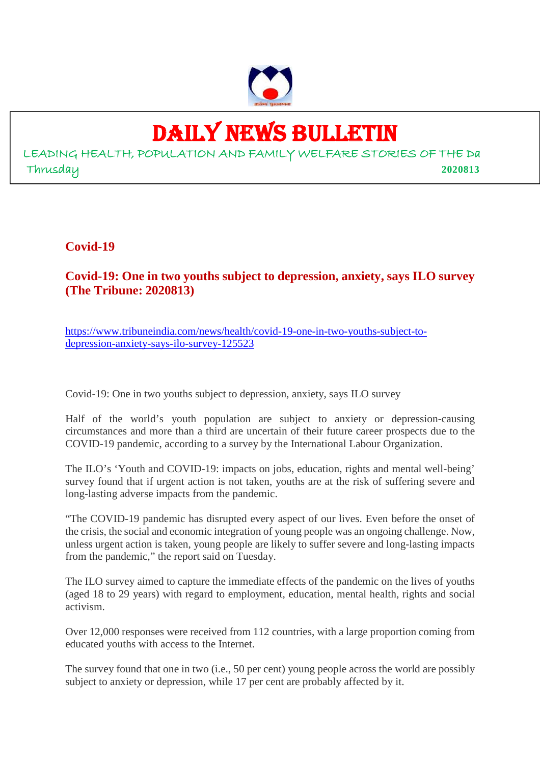# DAILY NEWS BULLETIN

LEADING HEALTH, POPULATION AND FAMILY WELFARE STORIES OF THE Da

Thrusday 2020813

## Covid-19

### Covid-19: One in two youths subject to depression, anxiety, says ILO survey (The Tribune: 2020813)

https://www.tribuneindia.com/news/health/covid-19-one-in-two-youths-subject-to-depression-anxiety-says-ilo-survey-125523

Covid-19: One in two youths subject to depression, anxiety, says ILO survey

Half of the world's youth population are subject to anxiety or depression-causing circumstances and more than a third are uncertain of their future career prospects due to the COVID-19 pandemic, according to a survey by the International Labour Organization.

The ILO's 'Youth and COVID-19: impacts on jobs, education, rights and mental well-being' survey found that if urgent action is not taken, youths are at the risk of suffering severe and long-lasting adverse impacts from the pandemic.

"The COVID-19 pandemic has disrupted every aspect of our lives. Even before the onset of the crisis, the social and economic integration of young people was an ongoing challenge. Now, unless urgent action is taken, young people are likely to suffer severe and long-lasting impacts from the pandemic," the report said on Tuesday.

The ILO survey aimed to capture the immediate effects of the pandemic on the lives of youths (aged 18 to 29 years) with regard to employment, education, mental health, rights and social activism.

Over 12,000 responses were received from 112 countries, with a large proportion coming from educated youths with access to the Internet.

The survey found that one in two (i.e., 50 per cent) young people across the world are possibly subject to anxiety or depression, while 17 per cent are probably affected by it.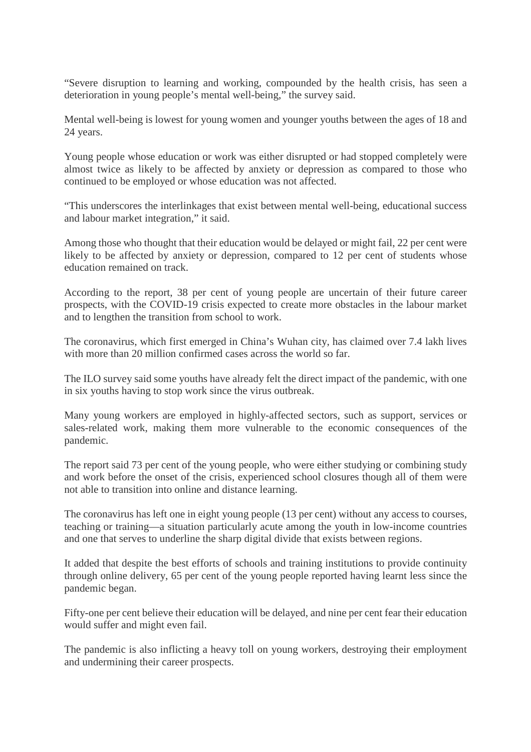"Severe disruption to learning and working, compounded by the health crisis, has seen a deterioration in young people's mental well-being," the survey said.

Mental well-being is lowest for young women and younger youths between the ages of 18 and 24 years.

Young people whose education or work was either disrupted or had stopped completely were almost twice as likely to be affected by anxiety or depression as compared to those who continued to be employed or whose education was not affected.

"This underscores the interlinkages that exist between mental well-being, educational success and labour market integration," it said.

Among those who thought that their education would be delayed or might fail, 22 per cent were likely to be affected by anxiety or depression, compared to 12 per cent of students whose education remained on track.

According to the report, 38 per cent of young people are uncertain of their future career prospects, with the COVID-19 crisis expected to create more obstacles in the labour market and to lengthen the transition from school to work.

The coronavirus, which first emerged in China's Wuhan city, has claimed over 7.4 lakh lives with more than 20 million confirmed cases across the world so far.

The ILO survey said some youths have already felt the direct impact of the pandemic, with one in six youths having to stop work since the virus outbreak.

Many young workers are employed in highly-affected sectors, such as support, services or sales-related work, making them more vulnerable to the economic consequences of the pandemic.

The report said 73 per cent of the young people, who were either studying or combining study and work before the onset of the crisis, experienced school closures though all of them were not able to transition into online and distance learning.

The coronavirus has left one in eight young people (13 per cent) without any access to courses, teaching or training—a situation particularly acute among the youth in low-income countries and one that serves to underline the sharp digital divide that exists between regions.

It added that despite the best efforts of schools and training institutions to provide continuity through online delivery, 65 per cent of the young people reported having learnt less since the pandemic began.

Fifty-one per cent believe their education will be delayed, and nine per cent fear their education would suffer and might even fail.

The pandemic is also inflicting a heavy toll on young workers, destroying their employment and undermining their career prospects.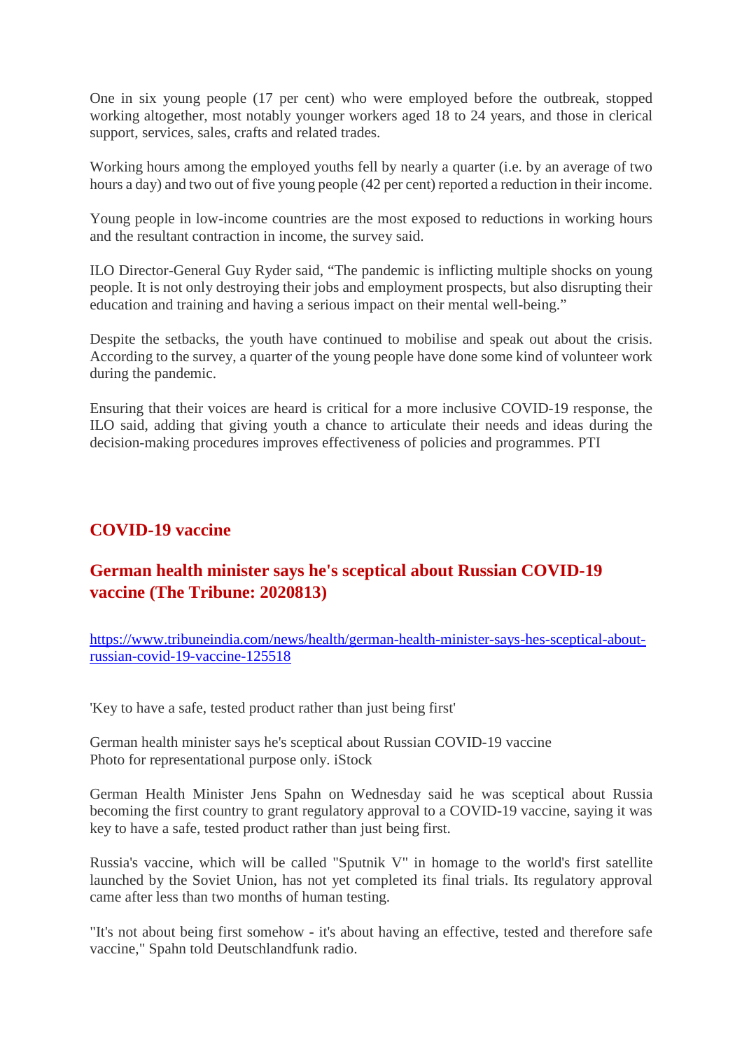One in six young people (17 per cent) who were employed before the outbreak, stopped working altogether, most notably younger workers aged 18 to 24 years, and those in clerical support, services, sales, crafts and related trades.

Working hours among the employed youths fell by nearly a quarter (i.e. by an average of two hours a day) and two out of five young people (42 per cent) reported a reduction in their income.

Young people in low-income countries are the most exposed to reductions in working hours and the resultant contraction in income, the survey said.

ILO Director-General Guy Ryder said, “The pandemic is inflicting multiple shocks on young people. It is not only destroying their jobs and employment prospects, but also disrupting their education and training and having a serious impact on their mental well-being.”

Despite the setbacks, the youth have continued to mobilise and speak out about the crisis. According to the survey, a quarter of the young people have done some kind of volunteer work during the pandemic.

Ensuring that their voices are heard is critical for a more inclusive COVID-19 response, the ILO said, adding that giving youth a chance to articulate their needs and ideas during the decision-making procedures improves effectiveness of policies and programmes. PTI

## COVID-19 vaccine

## German health minister says he's sceptical about Russian COVID-19 vaccine (The Tribune: 2020813)

https://www.tribuneindia.com/news/health/german-health-minister-says-hes-sceptical-about-russian-covid-19-vaccine-125518

'Key to have a safe, tested product rather than just being first'

German health minister says he's sceptical about Russian COVID-19 vaccine
Photo for representational purpose only. iStock

German Health Minister Jens Spahn on Wednesday said he was sceptical about Russia becoming the first country to grant regulatory approval to a COVID-19 vaccine, saying it was key to have a safe, tested product rather than just being first.

Russia's vaccine, which will be called "Sputnik V" in homage to the world's first satellite launched by the Soviet Union, has not yet completed its final trials. Its regulatory approval came after less than two months of human testing.

"It's not about being first somehow - it's about having an effective, tested and therefore safe vaccine," Spahn told Deutschlandfunk radio.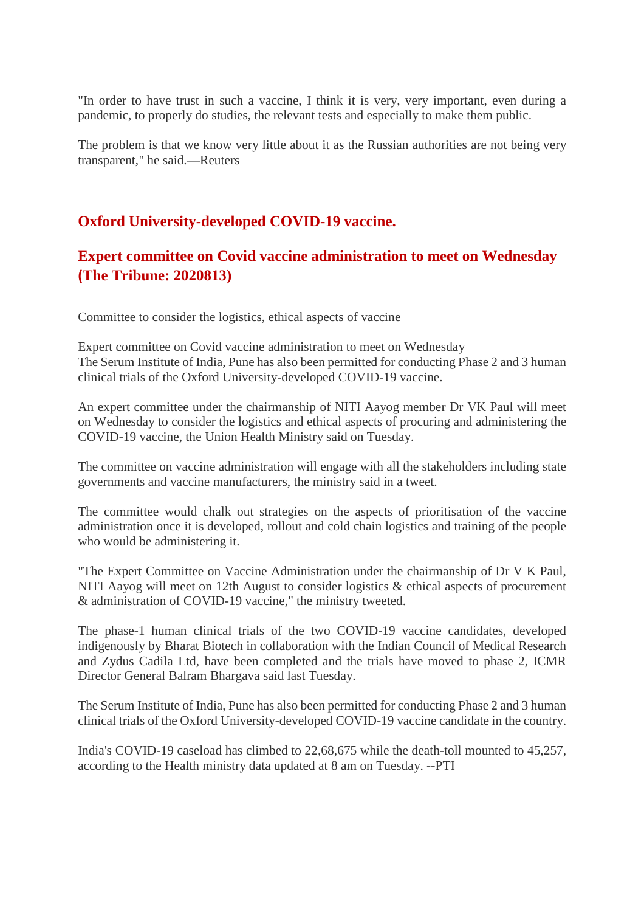"In order to have trust in such a vaccine, I think it is very, very important, even during a pandemic, to properly do studies, the relevant tests and especially to make them public.

The problem is that we know very little about it as the Russian authorities are not being very transparent," he said.—Reuters

## Oxford University-developed COVID-19 vaccine.

## Expert committee on Covid vaccine administration to meet on Wednesday (The Tribune: 2020813)

Committee to consider the logistics, ethical aspects of vaccine

Expert committee on Covid vaccine administration to meet on Wednesday
The Serum Institute of India, Pune has also been permitted for conducting Phase 2 and 3 human clinical trials of the Oxford University-developed COVID-19 vaccine.

An expert committee under the chairmanship of NITI Aayog member Dr VK Paul will meet on Wednesday to consider the logistics and ethical aspects of procuring and administering the COVID-19 vaccine, the Union Health Ministry said on Tuesday.

The committee on vaccine administration will engage with all the stakeholders including state governments and vaccine manufacturers, the ministry said in a tweet.

The committee would chalk out strategies on the aspects of prioritisation of the vaccine administration once it is developed, rollout and cold chain logistics and training of the people who would be administering it.

"The Expert Committee on Vaccine Administration under the chairmanship of Dr V K Paul, NITI Aayog will meet on 12th August to consider logistics & ethical aspects of procurement & administration of COVID-19 vaccine," the ministry tweeted.

The phase-1 human clinical trials of the two COVID-19 vaccine candidates, developed indigenously by Bharat Biotech in collaboration with the Indian Council of Medical Research and Zydus Cadila Ltd, have been completed and the trials have moved to phase 2, ICMR Director General Balram Bhargava said last Tuesday.

The Serum Institute of India, Pune has also been permitted for conducting Phase 2 and 3 human clinical trials of the Oxford University-developed COVID-19 vaccine candidate in the country.

India's COVID-19 caseload has climbed to 22,68,675 while the death-toll mounted to 45,257, according to the Health ministry data updated at 8 am on Tuesday. --PTI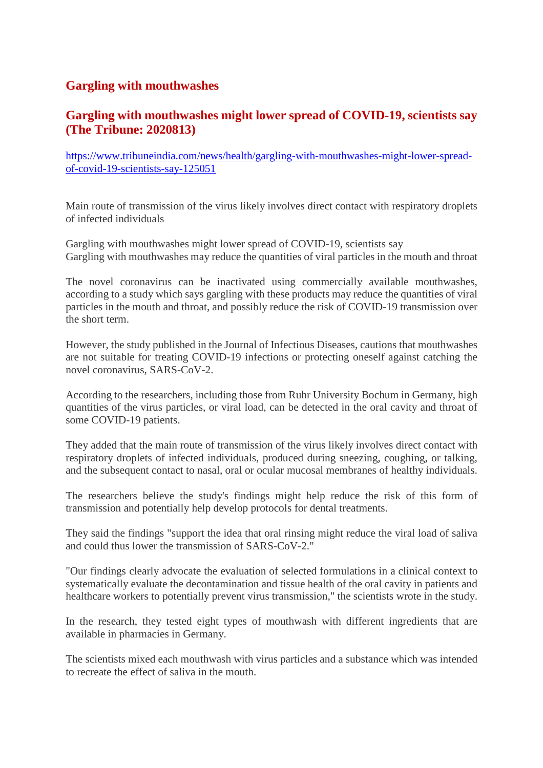## Gargling with mouthwashes

### Gargling with mouthwashes might lower spread of COVID-19, scientists say (The Tribune: 2020813)

https://www.tribuneindia.com/news/health/gargling-with-mouthwashes-might-lower-spread-of-covid-19-scientists-say-125051

Main route of transmission of the virus likely involves direct contact with respiratory droplets of infected individuals

Gargling with mouthwashes might lower spread of COVID-19, scientists say
Gargling with mouthwashes may reduce the quantities of viral particles in the mouth and throat

The novel coronavirus can be inactivated using commercially available mouthwashes, according to a study which says gargling with these products may reduce the quantities of viral particles in the mouth and throat, and possibly reduce the risk of COVID-19 transmission over the short term.

However, the study published in the Journal of Infectious Diseases, cautions that mouthwashes are not suitable for treating COVID-19 infections or protecting oneself against catching the novel coronavirus, SARS-CoV-2.

According to the researchers, including those from Ruhr University Bochum in Germany, high quantities of the virus particles, or viral load, can be detected in the oral cavity and throat of some COVID-19 patients.

They added that the main route of transmission of the virus likely involves direct contact with respiratory droplets of infected individuals, produced during sneezing, coughing, or talking, and the subsequent contact to nasal, oral or ocular mucosal membranes of healthy individuals.

The researchers believe the study's findings might help reduce the risk of this form of transmission and potentially help develop protocols for dental treatments.

They said the findings "support the idea that oral rinsing might reduce the viral load of saliva and could thus lower the transmission of SARS-CoV-2."

"Our findings clearly advocate the evaluation of selected formulations in a clinical context to systematically evaluate the decontamination and tissue health of the oral cavity in patients and healthcare workers to potentially prevent virus transmission," the scientists wrote in the study.

In the research, they tested eight types of mouthwash with different ingredients that are available in pharmacies in Germany.

The scientists mixed each mouthwash with virus particles and a substance which was intended to recreate the effect of saliva in the mouth.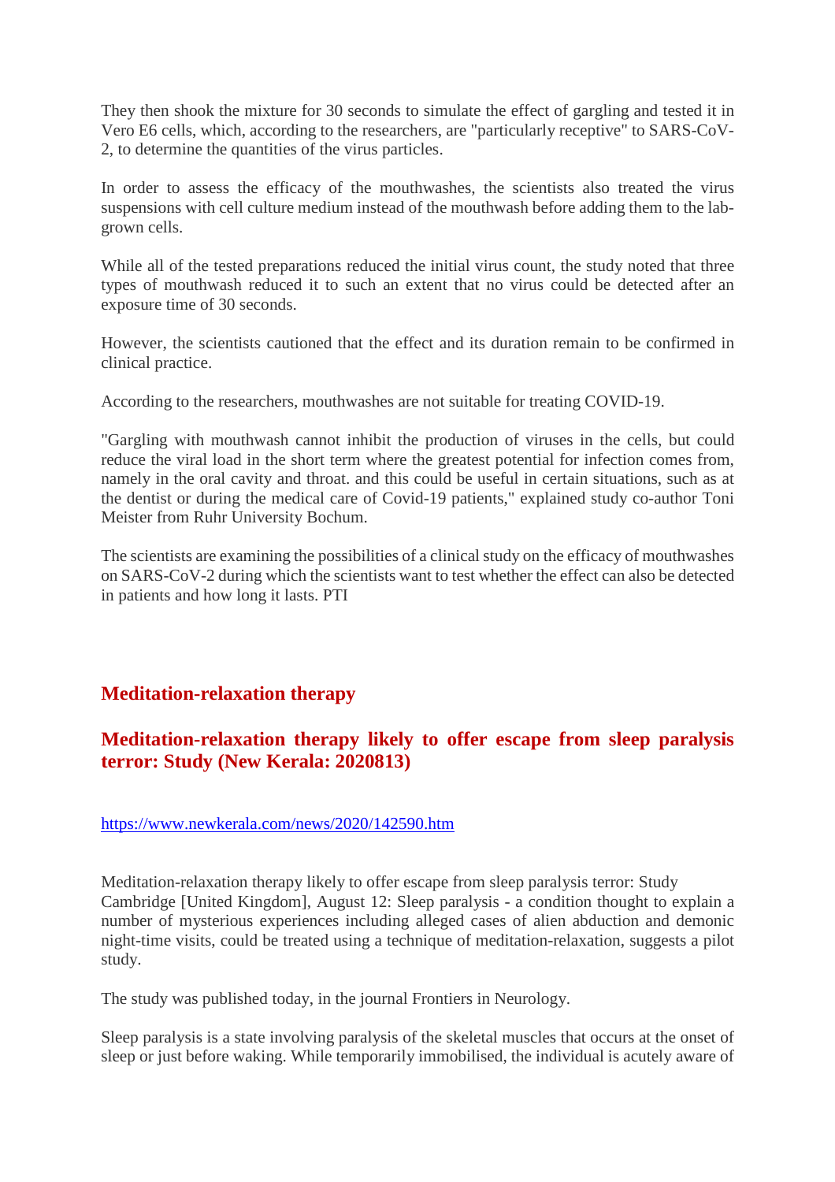They then shook the mixture for 30 seconds to simulate the effect of gargling and tested it in Vero E6 cells, which, according to the researchers, are "particularly receptive" to SARS-CoV-2, to determine the quantities of the virus particles.

In order to assess the efficacy of the mouthwashes, the scientists also treated the virus suspensions with cell culture medium instead of the mouthwash before adding them to the lab-grown cells.

While all of the tested preparations reduced the initial virus count, the study noted that three types of mouthwash reduced it to such an extent that no virus could be detected after an exposure time of 30 seconds.

However, the scientists cautioned that the effect and its duration remain to be confirmed in clinical practice.

According to the researchers, mouthwashes are not suitable for treating COVID-19.

"Gargling with mouthwash cannot inhibit the production of viruses in the cells, but could reduce the viral load in the short term where the greatest potential for infection comes from, namely in the oral cavity and throat. and this could be useful in certain situations, such as at the dentist or during the medical care of Covid-19 patients," explained study co-author Toni Meister from Ruhr University Bochum.

The scientists are examining the possibilities of a clinical study on the efficacy of mouthwashes on SARS-CoV-2 during which the scientists want to test whether the effect can also be detected in patients and how long it lasts. PTI

## Meditation-relaxation therapy

### Meditation-relaxation therapy likely to offer escape from sleep paralysis terror: Study (New Kerala: 2020813)

https://www.newkerala.com/news/2020/142590.htm

Meditation-relaxation therapy likely to offer escape from sleep paralysis terror: Study
Cambridge [United Kingdom], August 12: Sleep paralysis - a condition thought to explain a number of mysterious experiences including alleged cases of alien abduction and demonic night-time visits, could be treated using a technique of meditation-relaxation, suggests a pilot study.

The study was published today, in the journal Frontiers in Neurology.

Sleep paralysis is a state involving paralysis of the skeletal muscles that occurs at the onset of sleep or just before waking. While temporarily immobilised, the individual is acutely aware of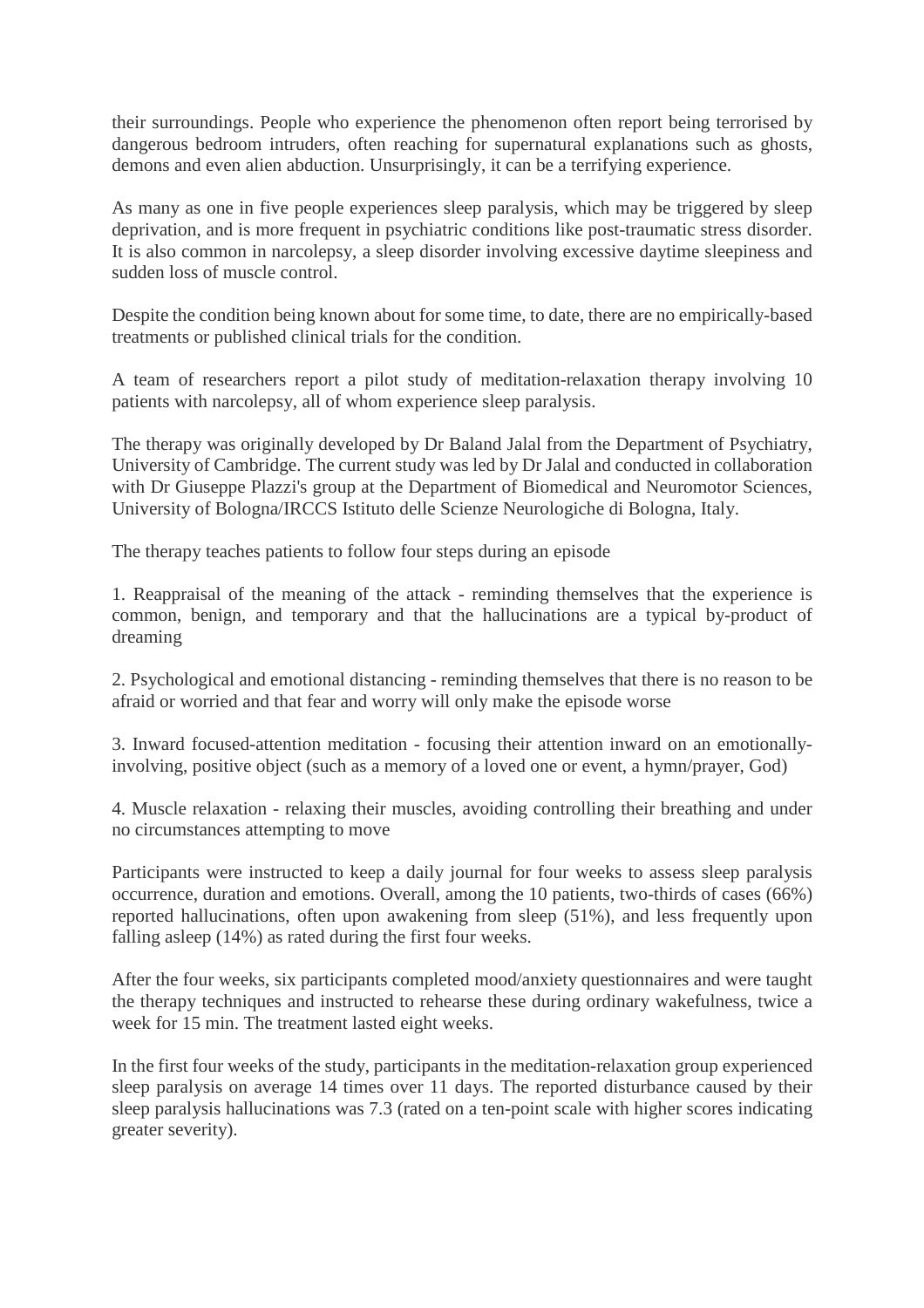their surroundings. People who experience the phenomenon often report being terrorised by dangerous bedroom intruders, often reaching for supernatural explanations such as ghosts, demons and even alien abduction. Unsurprisingly, it can be a terrifying experience.

As many as one in five people experiences sleep paralysis, which may be triggered by sleep deprivation, and is more frequent in psychiatric conditions like post-traumatic stress disorder. It is also common in narcolepsy, a sleep disorder involving excessive daytime sleepiness and sudden loss of muscle control.

Despite the condition being known about for some time, to date, there are no empirically-based treatments or published clinical trials for the condition.

A team of researchers report a pilot study of meditation-relaxation therapy involving 10 patients with narcolepsy, all of whom experience sleep paralysis.

The therapy was originally developed by Dr Baland Jalal from the Department of Psychiatry, University of Cambridge. The current study was led by Dr Jalal and conducted in collaboration with Dr Giuseppe Plazzi's group at the Department of Biomedical and Neuromotor Sciences, University of Bologna/IRCCS Istituto delle Scienze Neurologiche di Bologna, Italy.

The therapy teaches patients to follow four steps during an episode

1. Reappraisal of the meaning of the attack - reminding themselves that the experience is common, benign, and temporary and that the hallucinations are a typical by-product of dreaming

2. Psychological and emotional distancing - reminding themselves that there is no reason to be afraid or worried and that fear and worry will only make the episode worse

3. Inward focused-attention meditation - focusing their attention inward on an emotionally-involving, positive object (such as a memory of a loved one or event, a hymn/prayer, God)

4. Muscle relaxation - relaxing their muscles, avoiding controlling their breathing and under no circumstances attempting to move

Participants were instructed to keep a daily journal for four weeks to assess sleep paralysis occurrence, duration and emotions. Overall, among the 10 patients, two-thirds of cases (66%) reported hallucinations, often upon awakening from sleep (51%), and less frequently upon falling asleep (14%) as rated during the first four weeks.

After the four weeks, six participants completed mood/anxiety questionnaires and were taught the therapy techniques and instructed to rehearse these during ordinary wakefulness, twice a week for 15 min. The treatment lasted eight weeks.

In the first four weeks of the study, participants in the meditation-relaxation group experienced sleep paralysis on average 14 times over 11 days. The reported disturbance caused by their sleep paralysis hallucinations was 7.3 (rated on a ten-point scale with higher scores indicating greater severity).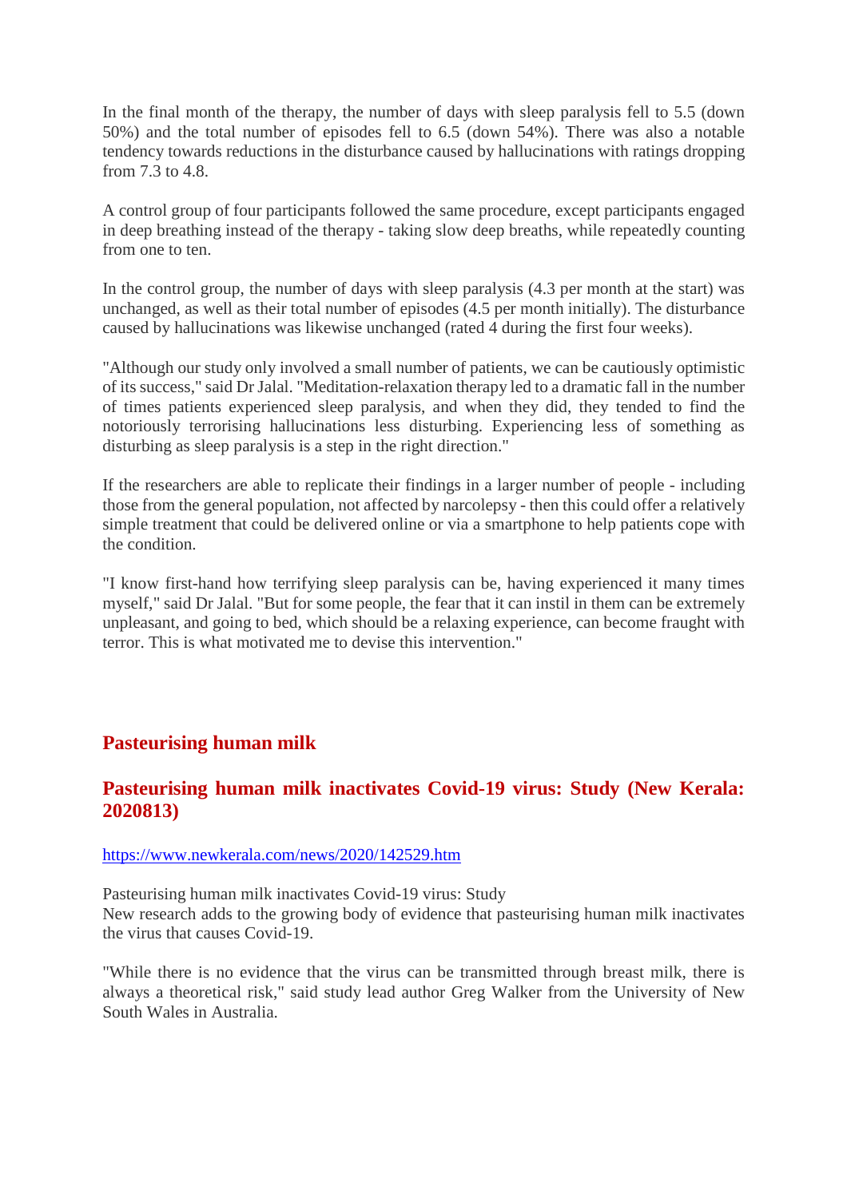In the final month of the therapy, the number of days with sleep paralysis fell to 5.5 (down 50%) and the total number of episodes fell to 6.5 (down 54%). There was also a notable tendency towards reductions in the disturbance caused by hallucinations with ratings dropping from 7.3 to 4.8.

A control group of four participants followed the same procedure, except participants engaged in deep breathing instead of the therapy - taking slow deep breaths, while repeatedly counting from one to ten.

In the control group, the number of days with sleep paralysis (4.3 per month at the start) was unchanged, as well as their total number of episodes (4.5 per month initially). The disturbance caused by hallucinations was likewise unchanged (rated 4 during the first four weeks).

"Although our study only involved a small number of patients, we can be cautiously optimistic of its success," said Dr Jalal. "Meditation-relaxation therapy led to a dramatic fall in the number of times patients experienced sleep paralysis, and when they did, they tended to find the notoriously terrorising hallucinations less disturbing. Experiencing less of something as disturbing as sleep paralysis is a step in the right direction."

If the researchers are able to replicate their findings in a larger number of people - including those from the general population, not affected by narcolepsy - then this could offer a relatively simple treatment that could be delivered online or via a smartphone to help patients cope with the condition.

"I know first-hand how terrifying sleep paralysis can be, having experienced it many times myself," said Dr Jalal. "But for some people, the fear that it can instil in them can be extremely unpleasant, and going to bed, which should be a relaxing experience, can become fraught with terror. This is what motivated me to devise this intervention."

## Pasteurising human milk

### Pasteurising human milk inactivates Covid-19 virus: Study (New Kerala: 2020813)

https://www.newkerala.com/news/2020/142529.htm

Pasteurising human milk inactivates Covid-19 virus: Study
New research adds to the growing body of evidence that pasteurising human milk inactivates the virus that causes Covid-19.

"While there is no evidence that the virus can be transmitted through breast milk, there is always a theoretical risk," said study lead author Greg Walker from the University of New South Wales in Australia.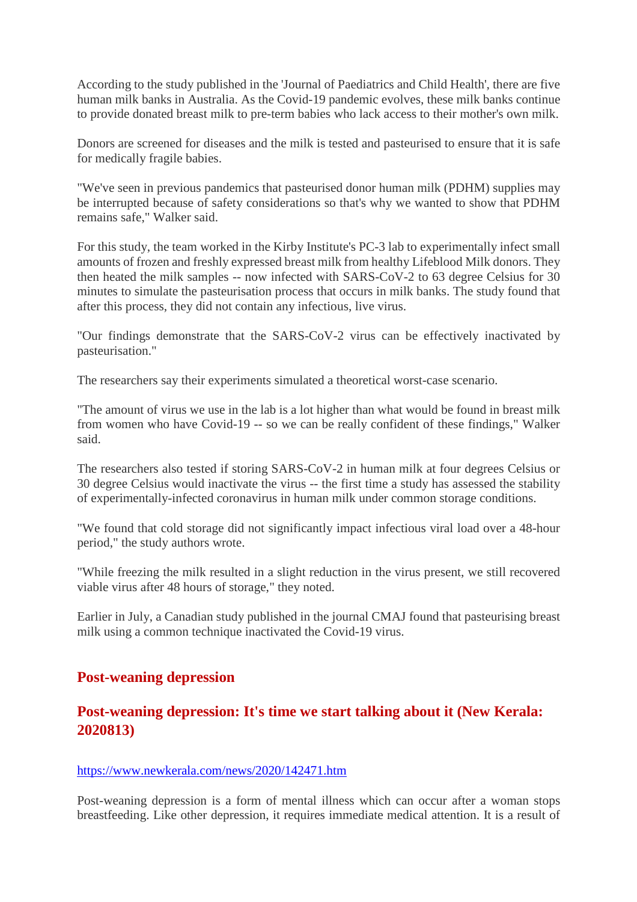According to the study published in the 'Journal of Paediatrics and Child Health', there are five human milk banks in Australia. As the Covid-19 pandemic evolves, these milk banks continue to provide donated breast milk to pre-term babies who lack access to their mother's own milk.

Donors are screened for diseases and the milk is tested and pasteurised to ensure that it is safe for medically fragile babies.

"We've seen in previous pandemics that pasteurised donor human milk (PDHM) supplies may be interrupted because of safety considerations so that's why we wanted to show that PDHM remains safe," Walker said.

For this study, the team worked in the Kirby Institute's PC-3 lab to experimentally infect small amounts of frozen and freshly expressed breast milk from healthy Lifeblood Milk donors. They then heated the milk samples -- now infected with SARS-CoV-2 to 63 degree Celsius for 30 minutes to simulate the pasteurisation process that occurs in milk banks. The study found that after this process, they did not contain any infectious, live virus.

"Our findings demonstrate that the SARS-CoV-2 virus can be effectively inactivated by pasteurisation."

The researchers say their experiments simulated a theoretical worst-case scenario.

"The amount of virus we use in the lab is a lot higher than what would be found in breast milk from women who have Covid-19 -- so we can be really confident of these findings," Walker said.

The researchers also tested if storing SARS-CoV-2 in human milk at four degrees Celsius or 30 degree Celsius would inactivate the virus -- the first time a study has assessed the stability of experimentally-infected coronavirus in human milk under common storage conditions.

"We found that cold storage did not significantly impact infectious viral load over a 48-hour period," the study authors wrote.

"While freezing the milk resulted in a slight reduction in the virus present, we still recovered viable virus after 48 hours of storage," they noted.

Earlier in July, a Canadian study published in the journal CMAJ found that pasteurising breast milk using a common technique inactivated the Covid-19 virus.

## Post-weaning depression

### Post-weaning depression: It's time we start talking about it (New Kerala: 2020813)

https://www.newkerala.com/news/2020/142471.htm

Post-weaning depression is a form of mental illness which can occur after a woman stops breastfeeding. Like other depression, it requires immediate medical attention. It is a result of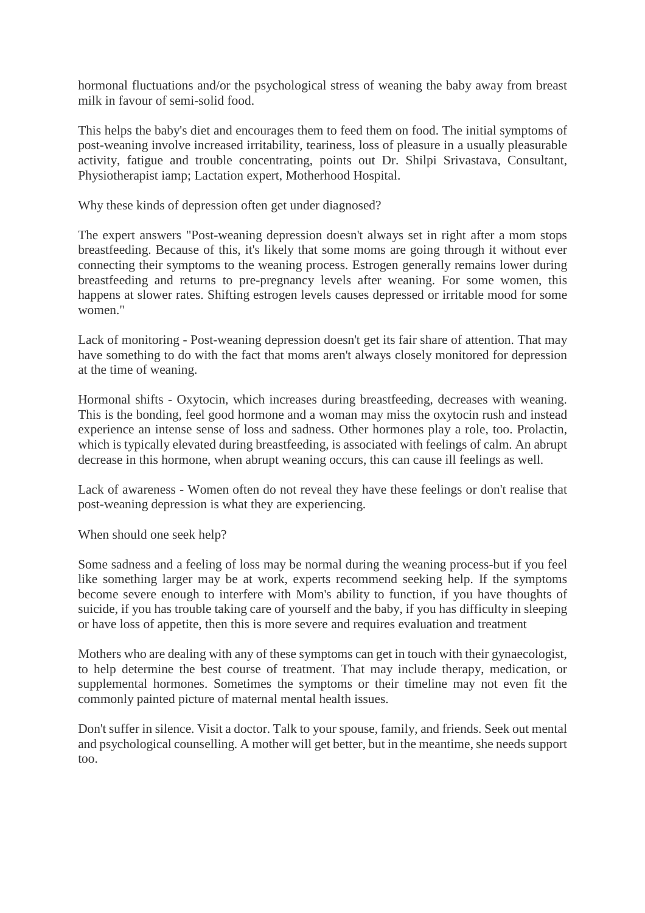hormonal fluctuations and/or the psychological stress of weaning the baby away from breast milk in favour of semi-solid food.

This helps the baby's diet and encourages them to feed them on food. The initial symptoms of post-weaning involve increased irritability, teariness, loss of pleasure in a usually pleasurable activity, fatigue and trouble concentrating, points out Dr. Shilpi Srivastava, Consultant, Physiotherapist iamp; Lactation expert, Motherhood Hospital.

Why these kinds of depression often get under diagnosed?

The expert answers "Post-weaning depression doesn't always set in right after a mom stops breastfeeding. Because of this, it's likely that some moms are going through it without ever connecting their symptoms to the weaning process. Estrogen generally remains lower during breastfeeding and returns to pre-pregnancy levels after weaning. For some women, this happens at slower rates. Shifting estrogen levels causes depressed or irritable mood for some women."

Lack of monitoring - Post-weaning depression doesn't get its fair share of attention. That may have something to do with the fact that moms aren't always closely monitored for depression at the time of weaning.

Hormonal shifts - Oxytocin, which increases during breastfeeding, decreases with weaning. This is the bonding, feel good hormone and a woman may miss the oxytocin rush and instead experience an intense sense of loss and sadness. Other hormones play a role, too. Prolactin, which is typically elevated during breastfeeding, is associated with feelings of calm. An abrupt decrease in this hormone, when abrupt weaning occurs, this can cause ill feelings as well.

Lack of awareness - Women often do not reveal they have these feelings or don't realise that post-weaning depression is what they are experiencing.

When should one seek help?

Some sadness and a feeling of loss may be normal during the weaning process-but if you feel like something larger may be at work, experts recommend seeking help. If the symptoms become severe enough to interfere with Mom's ability to function, if you have thoughts of suicide, if you has trouble taking care of yourself and the baby, if you has difficulty in sleeping or have loss of appetite, then this is more severe and requires evaluation and treatment

Mothers who are dealing with any of these symptoms can get in touch with their gynaecologist, to help determine the best course of treatment. That may include therapy, medication, or supplemental hormones. Sometimes the symptoms or their timeline may not even fit the commonly painted picture of maternal mental health issues.

Don't suffer in silence. Visit a doctor. Talk to your spouse, family, and friends. Seek out mental and psychological counselling. A mother will get better, but in the meantime, she needs support too.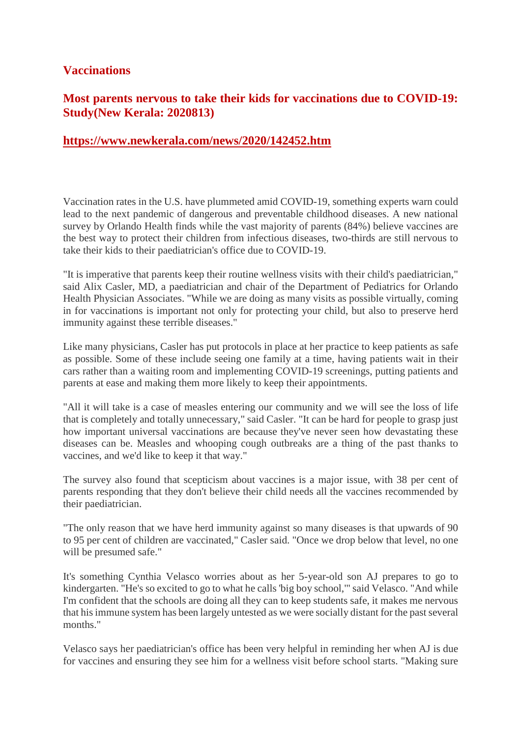## Vaccinations

### Most parents nervous to take their kids for vaccinations due to COVID-19: Study(New Kerala: 2020813)

### https://www.newkerala.com/news/2020/142452.htm

Vaccination rates in the U.S. have plummeted amid COVID-19, something experts warn could lead to the next pandemic of dangerous and preventable childhood diseases. A new national survey by Orlando Health finds while the vast majority of parents (84%) believe vaccines are the best way to protect their children from infectious diseases, two-thirds are still nervous to take their kids to their paediatrician's office due to COVID-19.

"It is imperative that parents keep their routine wellness visits with their child's paediatrician," said Alix Casler, MD, a paediatrician and chair of the Department of Pediatrics for Orlando Health Physician Associates. "While we are doing as many visits as possible virtually, coming in for vaccinations is important not only for protecting your child, but also to preserve herd immunity against these terrible diseases."

Like many physicians, Casler has put protocols in place at her practice to keep patients as safe as possible. Some of these include seeing one family at a time, having patients wait in their cars rather than a waiting room and implementing COVID-19 screenings, putting patients and parents at ease and making them more likely to keep their appointments.

"All it will take is a case of measles entering our community and we will see the loss of life that is completely and totally unnecessary," said Casler. "It can be hard for people to grasp just how important universal vaccinations are because they've never seen how devastating these diseases can be. Measles and whooping cough outbreaks are a thing of the past thanks to vaccines, and we'd like to keep it that way."

The survey also found that scepticism about vaccines is a major issue, with 38 per cent of parents responding that they don't believe their child needs all the vaccines recommended by their paediatrician.

"The only reason that we have herd immunity against so many diseases is that upwards of 90 to 95 per cent of children are vaccinated," Casler said. "Once we drop below that level, no one will be presumed safe."

It's something Cynthia Velasco worries about as her 5-year-old son AJ prepares to go to kindergarten. "He's so excited to go to what he calls 'big boy school,'" said Velasco. "And while I'm confident that the schools are doing all they can to keep students safe, it makes me nervous that his immune system has been largely untested as we were socially distant for the past several months."

Velasco says her paediatrician's office has been very helpful in reminding her when AJ is due for vaccines and ensuring they see him for a wellness visit before school starts. "Making sure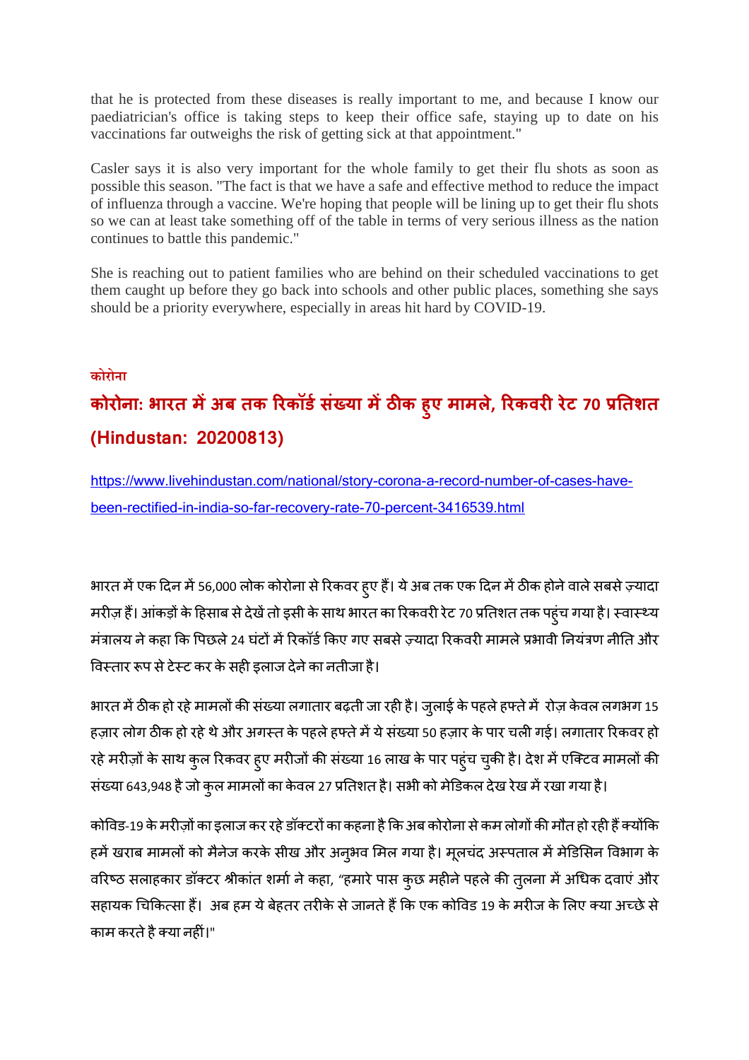that he is protected from these diseases is really important to me, and because I know our paediatrician's office is taking steps to keep their office safe, staying up to date on his vaccinations far outweighs the risk of getting sick at that appointment."

Casler says it is also very important for the whole family to get their flu shots as soon as possible this season. "The fact is that we have a safe and effective method to reduce the impact of influenza through a vaccine. We're hoping that people will be lining up to get their flu shots so we can at least take something off of the table in terms of very serious illness as the nation continues to battle this pandemic."

She is reaching out to patient families who are behind on their scheduled vaccinations to get them caught up before they go back into schools and other public places, something she says should be a priority everywhere, especially in areas hit hard by COVID-19.

**कोरोना**

## कोरोना: भारत में अब तक रिकॉर्ड संख्या में ठीक हुए मामले, रिकवरी रेट 70 प्रतिशत (Hindustan: 20200813)

https://www.livehindustan.com/national/story-corona-a-record-number-of-cases-have-been-rectified-in-india-so-far-recovery-rate-70-percent-3416539.html

भारत में एक दिन में 56,000 लोक कोरोना से रिकवर हुए हैं। ये अब तक एक दिन में ठीक होने वाले सबसे ज़्यादा मरीज़ हैं। आंकड़ों के हिसाब से देखें तो इसी के साथ भारत का रिकवरी रेट 70 प्रतिशत तक पहुंच गया है। स्वास्थ्य मंत्रालय ने कहा कि पिछले 24 घंटों में रिकॉर्ड किए गए सबसे ज़्यादा रिकवरी मामले प्रभावी नियंत्रण नीति और विस्तार रूप से टेस्ट कर के सही इलाज देने का नतीजा है।

भारत में ठीक हो रहे मामलों की संख्या लगातार बढ़ती जा रही है। जुलाई के पहले हफ्ते में रोज़ केवल लगभग 15 हज़ार लोग ठीक हो रहे थे और अगस्त के पहले हफ्ते में ये संख्या 50 हज़ार के पार चली गई। लगातार रिकवर हो रहे मरीज़ों के साथ कुल रिकवर हुए मरीजों की संख्या 16 लाख के पार पहुंच चुकी है। देश में एक्टिव मामलों की संख्या 643,948 है जो कुल मामलों का केवल 27 प्रतिशत है। सभी को मेडिकल देख रेख में रखा गया है।

कोविड-19 के मरीज़ों का इलाज कर रहे डॉक्टरों का कहना है कि अब कोरोना से कम लोगों की मौत हो रही हैं क्योंकि हमें खराब मामलों को मैनेज करके सीख और अनुभव मिल गया है। मूलचंद अस्पताल में मेडिसिन विभाग के वरिष्ठ सलाहकार डॉक्टर श्रीकांत शर्मा ने कहा, "हमारे पास कुछ महीने पहले की तुलना में अधिक दवाएं और सहायक चिकित्सा हैं। अब हम ये बेहतर तरीके से जानते हैं कि एक कोविड 19 के मरीज के लिए क्या अच्छे से काम करते है क्या नहीं।"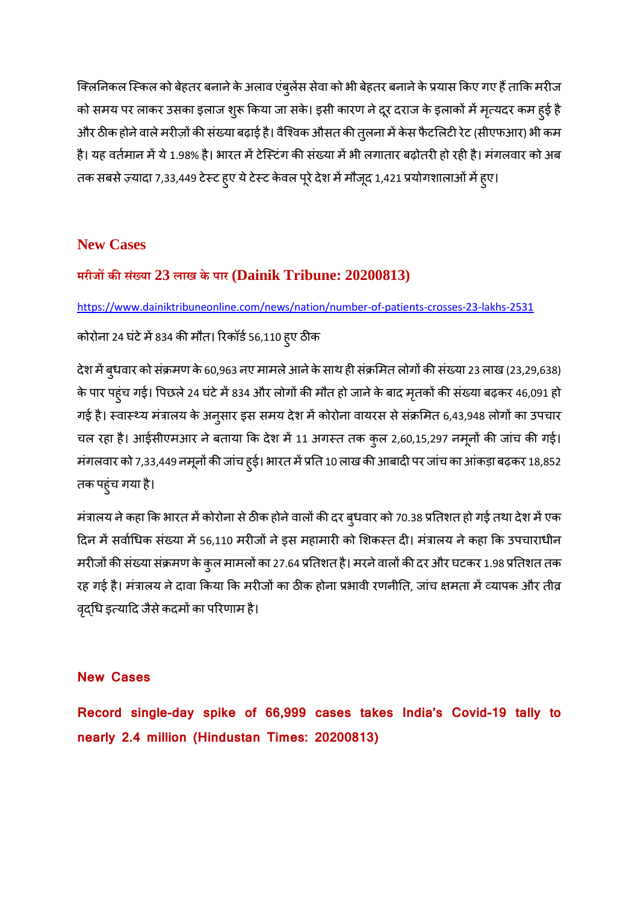क्लिनिकल स्किल को बेहतर बनाने के अलाव एंबुलेंस सेवा को भी बेहतर बनाने के प्रयास किए गए हैं ताकि मरीज को समय पर लाकर उसका इलाज शुरू किया जा सके। इसी कारण ने दूर दराज के इलाकों में मृत्यदर कम हुई है और ठीक होने वाले मरीज़ों की संख्या बढ़ाई है। वैश्विक औसत की तुलना में केस फैटलिटी रेट (सीएफआर) भी कम है। यह वर्तमान में ये 1.98% है। भारत में टेस्टिंग की संख्या में भी लगातार बढ़ोतरी हो रही है। मंगलवार को अब तक सबसे ज़्यादा 7,33,449 टेस्ट हुए ये टेस्ट केवल पूरे देश में मौजूद 1,421 प्रयोगशालाओं में हुए।

## New Cases

### मरीजों की संख्या 23 लाख के पार (Dainik Tribune: 20200813)

https://www.dainiktribuneonline.com/news/nation/number-of-patients-crosses-23-lakhs-2531

कोरोना 24 घंटे में 834 की मौत। रिकॉर्ड 56,110 हुए ठीक

देश में बुधवार को संक्रमण के 60,963 नए मामले आने के साथ ही संक्रमित लोगों की संख्या 23 लाख (23,29,638) के पार पहुंच गई। पिछले 24 घंटे में 834 और लोगों की मौत हो जाने के बाद मृतकों की संख्या बढ़कर 46,091 हो गई है। स्वास्थ्य मंत्रालय के अनुसार इस समय देश में कोरोना वायरस से संक्रमित 6,43,948 लोगों का उपचार चल रहा है। आईसीएमआर ने बताया कि देश में 11 अगस्त तक कुल 2,60,15,297 नमूनों की जांच की गई। मंगलवार को 7,33,449 नमूनों की जांच हुई। भारत में प्रति 10 लाख की आबादी पर जांच का आंकड़ा बढ़कर 18,852 तक पहुंच गया है।

मंत्रालय ने कहा कि भारत में कोरोना से ठीक होने वालों की दर बुधवार को 70.38 प्रतिशत हो गई तथा देश में एक दिन में सर्वाधिक संख्या में 56,110 मरीजों ने इस महामारी को शिकस्त दी। मंत्रालय ने कहा कि उपचाराधीन मरीजों की संख्या संक्रमण के कुल मामलों का 27.64 प्रतिशत है। मरने वालों की दर और घटकर 1.98 प्रतिशत तक रह गई है। मंत्रालय ने दावा किया कि मरीजों का ठीक होना प्रभावी रणनीति, जांच क्षमता में व्यापक और तीव्र वृद्धि इत्यादि जैसे कदमों का परिणाम है।

## New Cases

### Record single-day spike of 66,999 cases takes India's Covid-19 tally to nearly 2.4 million (Hindustan Times: 20200813)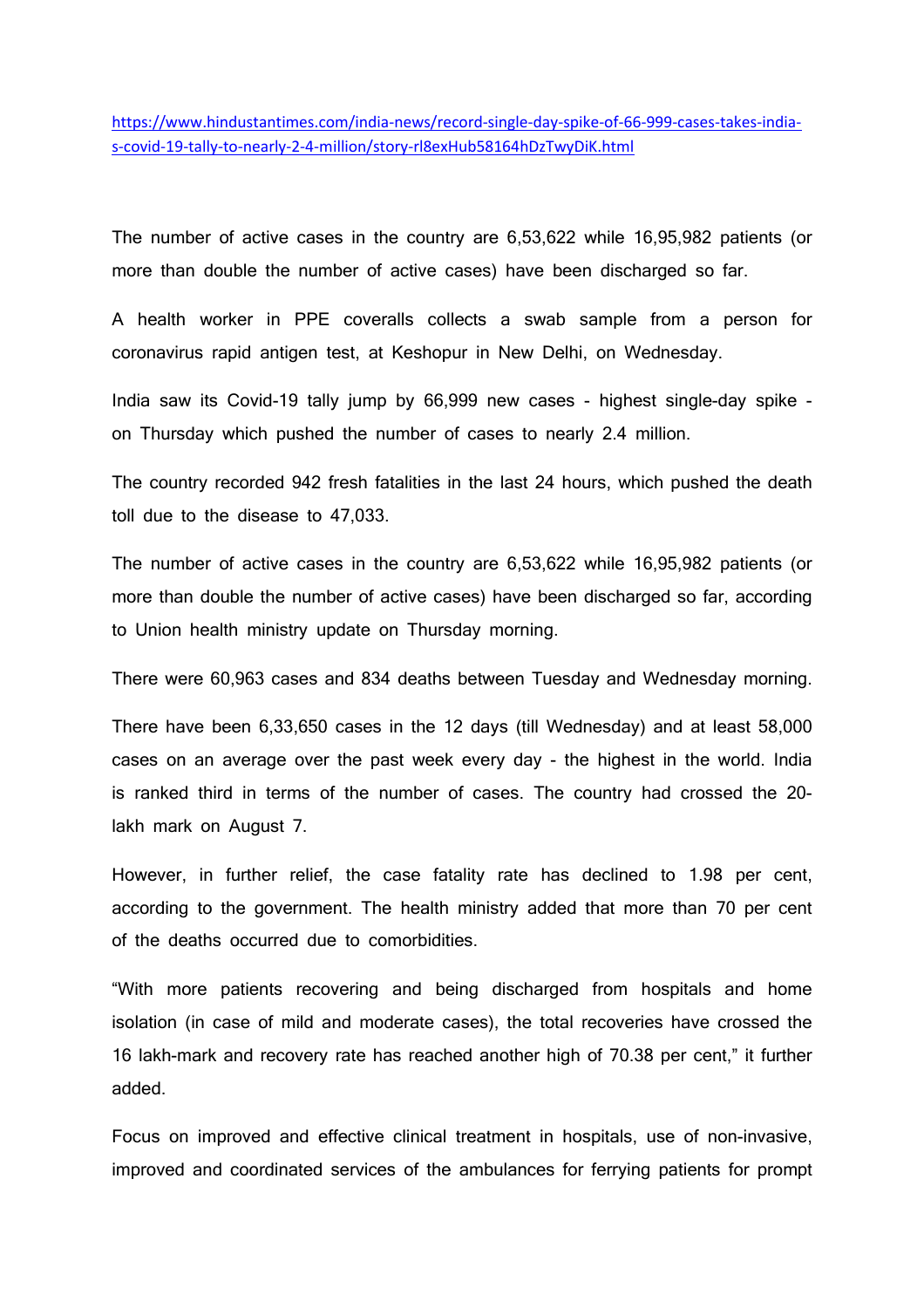https://www.hindustantimes.com/india-news/record-single-day-spike-of-66-999-cases-takes-india-s-covid-19-tally-to-nearly-2-4-million/story-rl8exHub58164hDzTwyDiK.html

The number of active cases in the country are 6,53,622 while 16,95,982 patients (or more than double the number of active cases) have been discharged so far.

A health worker in PPE coveralls collects a swab sample from a person for coronavirus rapid antigen test, at Keshopur in New Delhi, on Wednesday.

India saw its Covid-19 tally jump by 66,999 new cases - highest single-day spike - on Thursday which pushed the number of cases to nearly 2.4 million.

The country recorded 942 fresh fatalities in the last 24 hours, which pushed the death toll due to the disease to 47,033.

The number of active cases in the country are 6,53,622 while 16,95,982 patients (or more than double the number of active cases) have been discharged so far, according to Union health ministry update on Thursday morning.

There were 60,963 cases and 834 deaths between Tuesday and Wednesday morning.

There have been 6,33,650 cases in the 12 days (till Wednesday) and at least 58,000 cases on an average over the past week every day - the highest in the world. India is ranked third in terms of the number of cases. The country had crossed the 20-lakh mark on August 7.

However, in further relief, the case fatality rate has declined to 1.98 per cent, according to the government. The health ministry added that more than 70 per cent of the deaths occurred due to comorbidities.

"With more patients recovering and being discharged from hospitals and home isolation (in case of mild and moderate cases), the total recoveries have crossed the 16 lakh-mark and recovery rate has reached another high of 70.38 per cent," it further added.

Focus on improved and effective clinical treatment in hospitals, use of non-invasive, improved and coordinated services of the ambulances for ferrying patients for prompt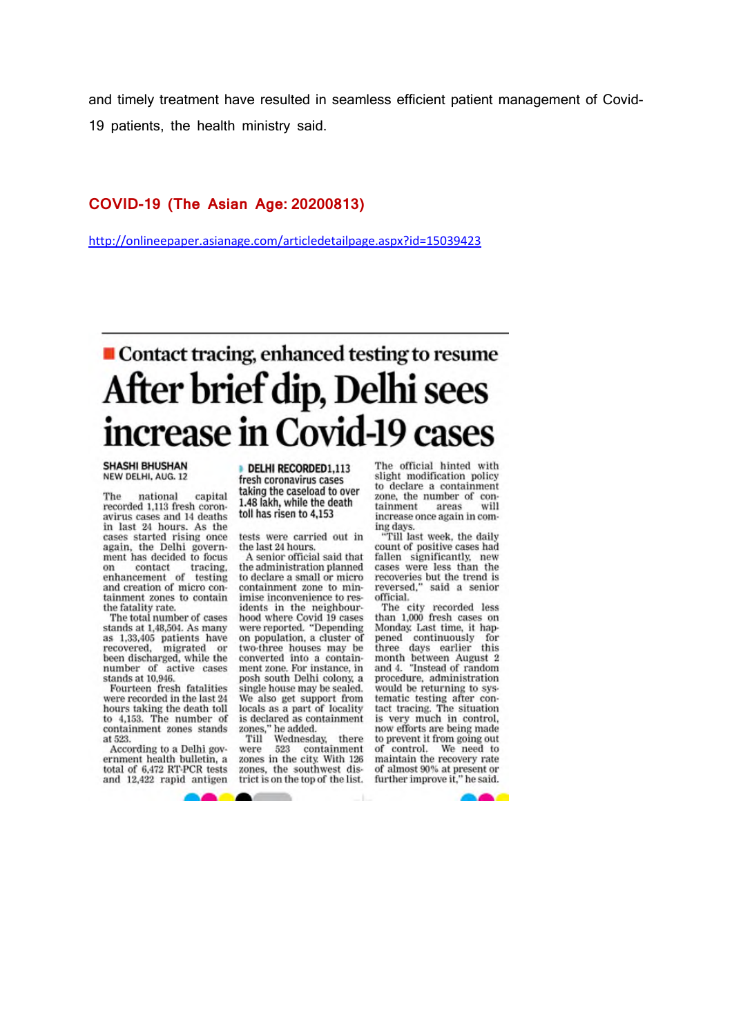and timely treatment have resulted in seamless efficient patient management of Covid-19 patients, the health ministry said.

## COVID-19 (The Asian Age: 20200813)

http://onlineepaper.asianage.com/articledetailpage.aspx?id=15039423

### Contact tracing, enhanced testing to resume

# After brief dip, Delhi sees increase in Covid-19 cases

**SHASHI BHUSHAN**
NEW DELHI, AUG. 12

The national capital recorded 1,113 fresh coronavirus cases and 14 deaths in last 24 hours. As the cases started rising once again, the Delhi government has decided to focus on contact tracing, enhancement of testing and creation of micro containment zones to contain the fatality rate.

The total number of cases stands at 1,48,504. As many as 1,33,405 patients have recovered, migrated or been discharged, while the number of active cases stands at 10,946.

Fourteen fresh fatalities were recorded in the last 24 hours taking the death toll to 4,153. The number of containment zones stands at 523.

According to a Delhi government health bulletin, a total of 6,472 RT-PCR tests and 12,422 rapid antigen tests were carried out in the last 24 hours.

**DELHI RECORDED 1,113 fresh coronavirus cases taking the caseload to over 1.48 lakh, while the death toll has risen to 4,153**

A senior official said that the administration planned to declare a small or micro containment zone to minimise inconvenience to residents in the neighbourhood where Covid 19 cases were reported. "Depending on population, a cluster of two-three houses may be converted into a containment zone. For instance, in posh south Delhi colony, a single house may be sealed. We also get support from locals as a part of locality is declared as containment zones," he added.

Till Wednesday, there were 523 containment zones in the city. With 126 zones, the southwest district is on the top of the list.

The official hinted with slight modification policy to declare a containment zone, the number of containment areas will increase once again in coming days.

"Till last week, the daily count of positive cases had fallen significantly, new cases were less than the recoveries but the trend is reversed," said a senior official.

The city recorded less than 1,000 fresh cases on Monday. Last time, it happened continuously for three days earlier this month between August 2 and 4. "Instead of random procedure, administration would be returning to systematic testing after contact tracing. The situation is very much in control, now efforts are being made to prevent it from going out of control. We need to maintain the recovery rate of almost 90% at present or further improve it," he said.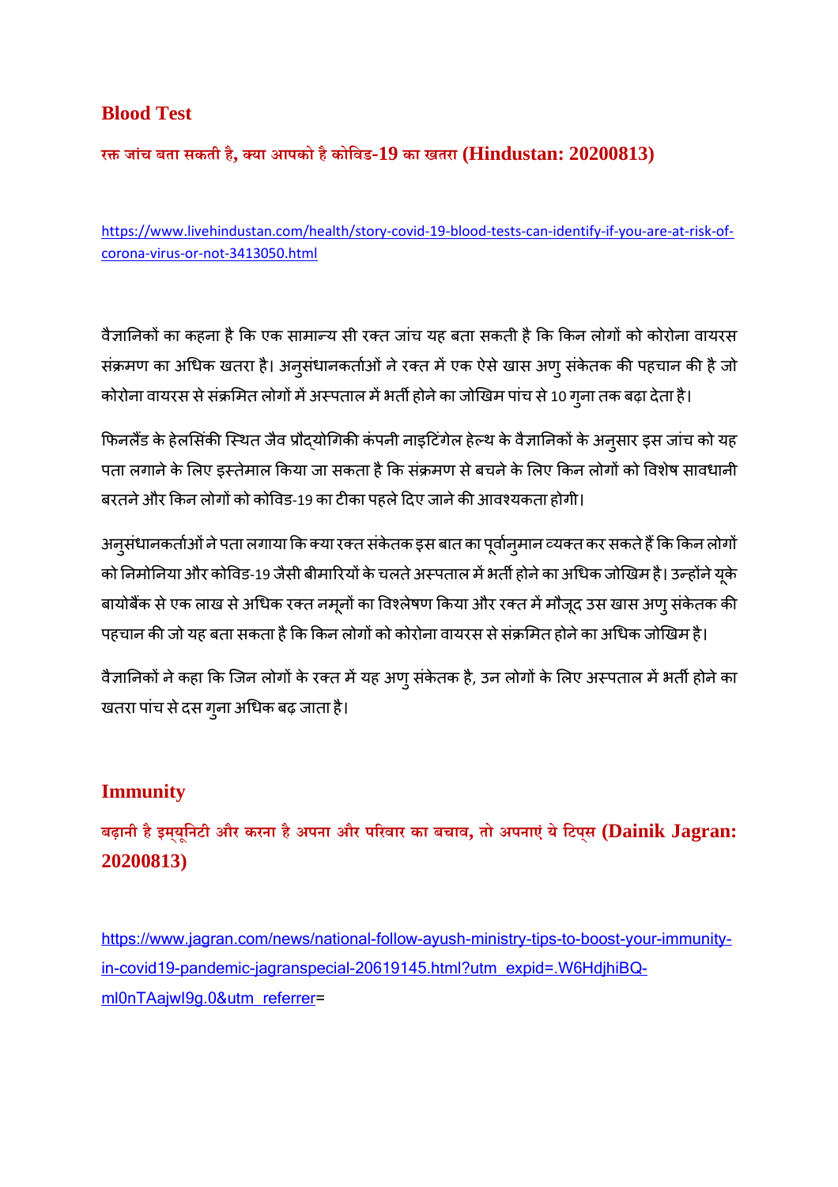## Blood Test

### रक्त जांच बता सकती है, क्या आपको है कोविड-19 का खतरा (Hindustan: 20200813)

https://www.livehindustan.com/health/story-covid-19-blood-tests-can-identify-if-you-are-at-risk-of-corona-virus-or-not-3413050.html

वैज्ञानिकों का कहना है कि एक सामान्य सी रक्त जांच यह बता सकती है कि किन लोगों को कोरोना वायरस संक्रमण का अधिक खतरा है। अनुसंधानकर्ताओं ने रक्त में एक ऐसे खास अणु संकेतक की पहचान की है जो कोरोना वायरस से संक्रमित लोगों में अस्पताल में भर्ती होने का जोखिम पांच से 10 गुना तक बढ़ा देता है।

फिनलैंड के हेलसिंकी स्थित जैव प्रौद्योगिकी कंपनी नाइटिंगेल हेल्थ के वैज्ञानिकों के अनुसार इस जांच को यह पता लगाने के लिए इस्तेमाल किया जा सकता है कि संक्रमण से बचने के लिए किन लोगों को विशेष सावधानी बरतने और किन लोगों को कोविड-19 का टीका पहले दिए जाने की आवश्यकता होगी।

अनुसंधानकर्ताओं ने पता लगाया कि क्या रक्त संकेतक इस बात का पूर्वानुमान व्यक्त कर सकते हैं कि किन लोगों को निमोनिया और कोविड-19 जैसी बीमारियों के चलते अस्पताल में भर्ती होने का अधिक जोखिम है। उन्होंने यूके बायोबैंक से एक लाख से अधिक रक्त नमूनों का विश्लेषण किया और रक्त में मौजूद उस खास अणु संकेतक की पहचान की जो यह बता सकता है कि किन लोगों को कोरोना वायरस से संक्रमित होने का अधिक जोखिम है।

वैज्ञानिकों ने कहा कि जिन लोगों के रक्त में यह अणु संकेतक है, उन लोगों के लिए अस्पताल में भर्ती होने का खतरा पांच से दस गुना अधिक बढ़ जाता है।

## Immunity

### बढ़ानी है इम्यूनिटी और करना है अपना और परिवार का बचाव, तो अपनाएं ये टिप्स (Dainik Jagran: 20200813)

https://www.jagran.com/news/national-follow-ayush-ministry-tips-to-boost-your-immunity-in-covid19-pandemic-jagranspecial-20619145.html?utm_expid=.W6HdjhiBQ-ml0nTAajwI9g.0&utm_referrer=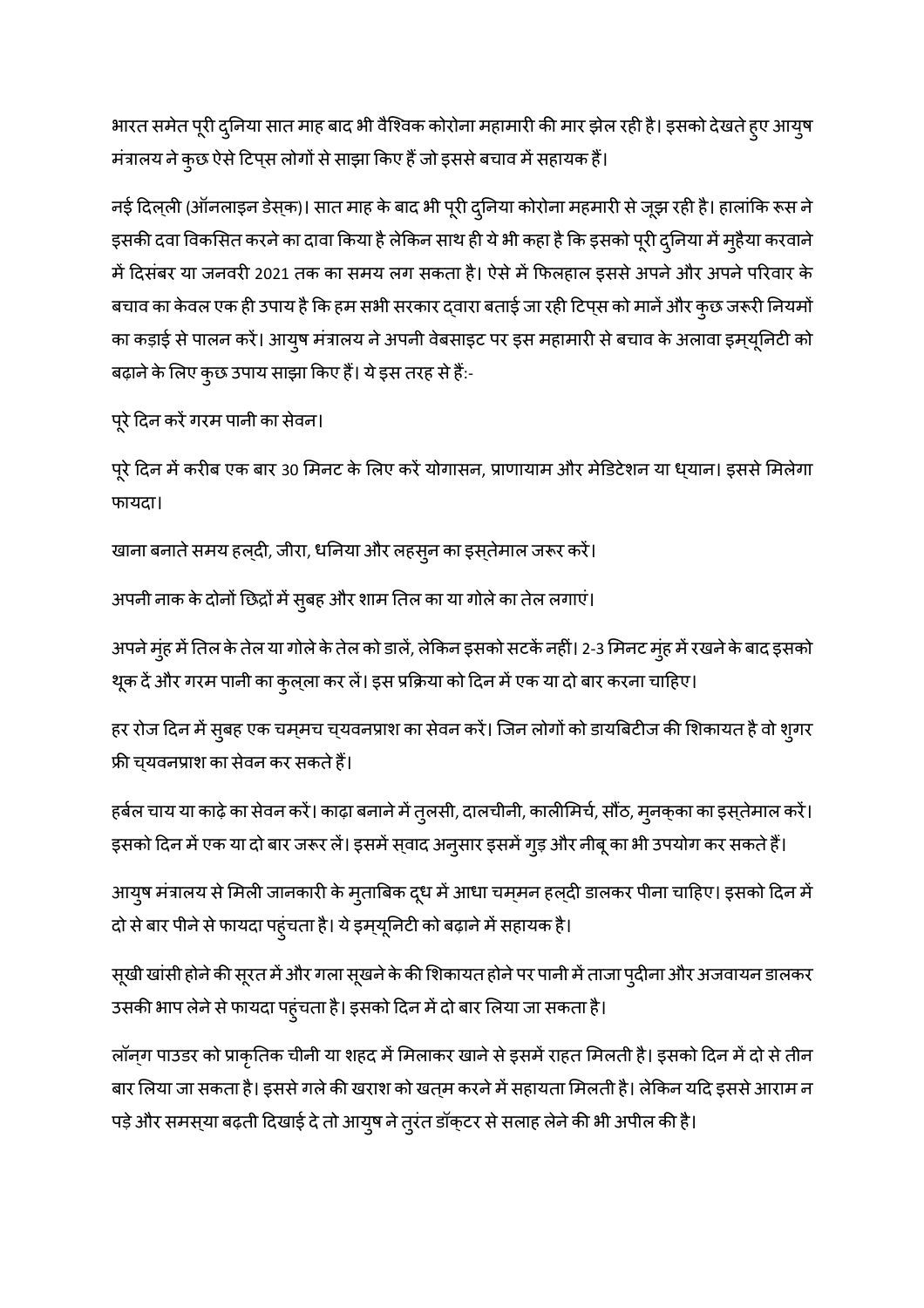भारत समेत पूरी दुनिया सात माह बाद भी वैश्विक कोरोना महामारी की मार झेल रही है। इसको देखते हुए आयुष मंत्रालय ने कुछ ऐसे टिप्स लोगों से साझा किए हैं जो इससे बचाव में सहायक हैं।

नई दिल्ली (ऑनलाइन डेस्क)। सात माह के बाद भी पूरी दुनिया कोरोना महमारी से जूझ रही है। हालांकि रूस ने इसकी दवा विकसित करने का दावा किया है लेकिन साथ ही ये भी कहा है कि इसको पूरी दुनिया में मुहैया करवाने में दिसंबर या जनवरी 2021 तक का समय लग सकता है। ऐसे में फिलहाल इससे अपने और अपने परिवार के बचाव का केवल एक ही उपाय है कि हम सभी सरकार द्वारा बताई जा रही टिप्स को मानें और कुछ जरूरी नियमों का कड़ाई से पालन करें। आयुष मंत्रालय ने अपनी वेबसाइट पर इस महामारी से बचाव के अलावा इम्यूनिटी को बढ़ाने के लिए कुछ उपाय साझा किए हैं। ये इस तरह से हैं:-

पूरे दिन करें गरम पानी का सेवन।

पूरे दिन में करीब एक बार 30 मिनट के लिए करें योगासन, प्राणायाम और मेडिटेशन या ध्यान। इससे मिलेगा फायदा।

खाना बनाते समय हल्दी, जीरा, धनिया और लहसुन का इस्तेमाल जरूर करें।

अपनी नाक के दोनों छिद्रों में सुबह और शाम तिल का या गोले का तेल लगाएं।

अपने मुंह में तिल के तेल या गोले के तेल को डालें, लेकिन इसको सटकें नहीं। 2-3 मिनट मुंह में रखने के बाद इसको थूक दें और गरम पानी का कुल्ला कर लें। इस प्रक्रिया को दिन में एक या दो बार करना चाहिए।

हर रोज दिन में सुबह एक चम्मच च्यवनप्राश का सेवन करें। जिन लोगों को डायबिटीज की शिकायत है वो शुगर फ्री च्यवनप्राश का सेवन कर सकते हैं।

हर्बल चाय या काढ़े का सेवन करें। काढ़ा बनाने में तुलसी, दालचीनी, कालीमिर्च, सौंठ, मुनक्का का इस्तेमाल करें। इसको दिन में एक या दो बार जरूर लें। इसमें स्वाद अनुसार इसमें गुड़ और नीबू का भी उपयोग कर सकते हैं।

आयुष मंत्रालय से मिली जानकारी के मुताबिक दूध में आधा चम्मन हल्दी डालकर पीना चाहिए। इसको दिन में दो से बार पीने से फायदा पहुंचता है। ये इम्यूनिटी को बढ़ाने में सहायक है।

सूखी खांसी होने की सूरत में और गला सूखने के की शिकायत होने पर पानी में ताजा पुदीना और अजवायन डालकर उसकी भाप लेने से फायदा पहुंचता है। इसको दिन में दो बार लिया जा सकता है।

लॉन्ग पाउडर को प्राकृतिक चीनी या शहद में मिलाकर खाने से इसमें राहत मिलती है। इसको दिन में दो से तीन बार लिया जा सकता है। इससे गले की खराश को खत्म करने में सहायता मिलती है। लेकिन यदि इससे आराम न पड़े और समस्या बढ़ती दिखाई दे तो आयुष ने तुरंत डॉक्टर से सलाह लेने की भी अपील की है।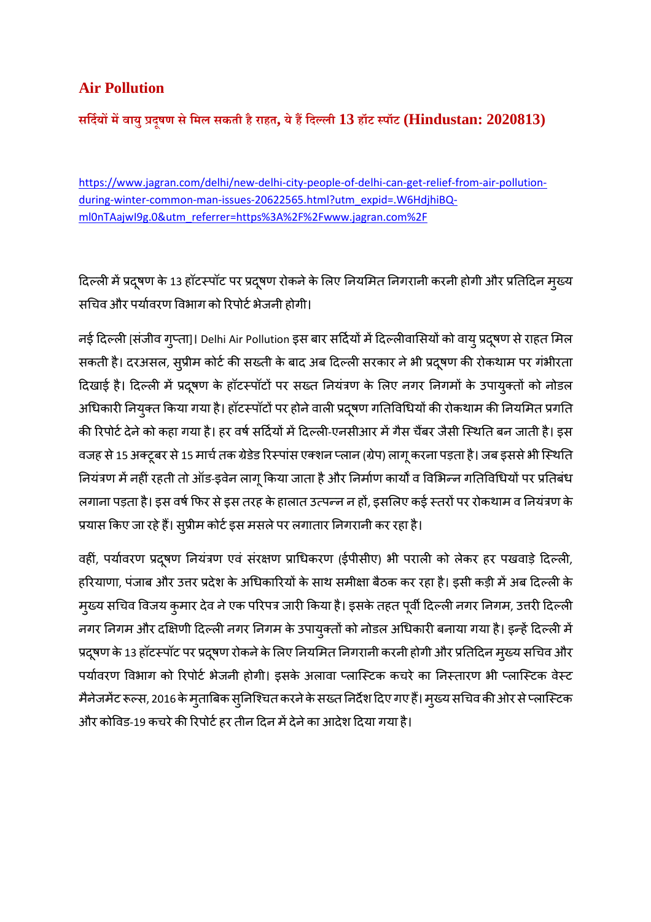## Air Pollution

### सर्दियों में वायु प्रदूषण से मिल सकती है राहत, ये हैं दिल्ली 13 हॉट स्पॉट (Hindustan: 2020813)

https://www.jagran.com/delhi/new-delhi-city-people-of-delhi-can-get-relief-from-air-pollution-during-winter-common-man-issues-20622565.html?utm_expid=.W6HdjhiBQ-ml0nTAajwI9g.0&utm_referrer=https%3A%2F%2Fwww.jagran.com%2F

दिल्ली में प्रदूषण के 13 हॉटस्पॉट पर प्रदूषण रोकने के लिए नियमित निगरानी करनी होगी और प्रतिदिन मुख्य सचिव और पर्यावरण विभाग को रिपोर्ट भेजनी होगी।

नई दिल्ली [संजीव गुप्ता]। Delhi Air Pollution इस बार सर्दियों में दिल्लीवासियों को वायु प्रदूषण से राहत मिल सकती है। दरअसल, सुप्रीम कोर्ट की सख्ती के बाद अब दिल्ली सरकार ने भी प्रदूषण की रोकथाम पर गंभीरता दिखाई है। दिल्ली में प्रदूषण के हॉटस्पॉटों पर सख्त नियंत्रण के लिए नगर निगमों के उपायुक्तों को नोडल अधिकारी नियुक्त किया गया है। हॉटस्पॉटों पर होने वाली प्रदूषण गतिविधियों की रोकथाम की नियमित प्रगति की रिपोर्ट देने को कहा गया है। हर वर्ष सर्दियों में दिल्ली-एनसीआर में गैस चैंबर जैसी स्थिति बन जाती है। इस वजह से 15 अक्टूबर से 15 मार्च तक ग्रेडेड रिस्पांस एक्शन प्लान (ग्रेप) लागू करना पड़ता है। जब इससे भी स्थिति नियंत्रण में नहीं रहती तो ऑड-इवेन लागू किया जाता है और निर्माण कार्यों व विभिन्न गतिविधियों पर प्रतिबंध लगाना पड़ता है। इस वर्ष फिर से इस तरह के हालात उत्पन्न न हों, इसलिए कई स्तरों पर रोकथाम व नियंत्रण के प्रयास किए जा रहे हैं। सुप्रीम कोर्ट इस मसले पर लगातार निगरानी कर रहा है।

वहीं, पर्यावरण प्रदूषण नियंत्रण एवं संरक्षण प्राधिकरण (ईपीसीए) भी पराली को लेकर हर पखवाड़े दिल्ली, हरियाणा, पंजाब और उत्तर प्रदेश के अधिकारियों के साथ समीक्षा बैठक कर रहा है। इसी कड़ी में अब दिल्ली के मुख्य सचिव विजय कुमार देव ने एक परिपत्र जारी किया है। इसके तहत पूर्वी दिल्ली नगर निगम, उत्तरी दिल्ली नगर निगम और दक्षिणी दिल्ली नगर निगम के उपायुक्तों को नोडल अधिकारी बनाया गया है। इन्हें दिल्ली में प्रदूषण के 13 हॉटस्पॉट पर प्रदूषण रोकने के लिए नियमित निगरानी करनी होगी और प्रतिदिन मुख्य सचिव और पर्यावरण विभाग को रिपोर्ट भेजनी होगी। इसके अलावा प्लास्टिक कचरे का निस्तारण भी प्लास्टिक वेस्ट मैनेजमेंट रूल्स, 2016 के मुताबिक सुनिश्चित करने के सख्त निर्देश दिए गए हैं। मुख्य सचिव की ओर से प्लास्टिक और कोविड-19 कचरे की रिपोर्ट हर तीन दिन में देने का आदेश दिया गया है।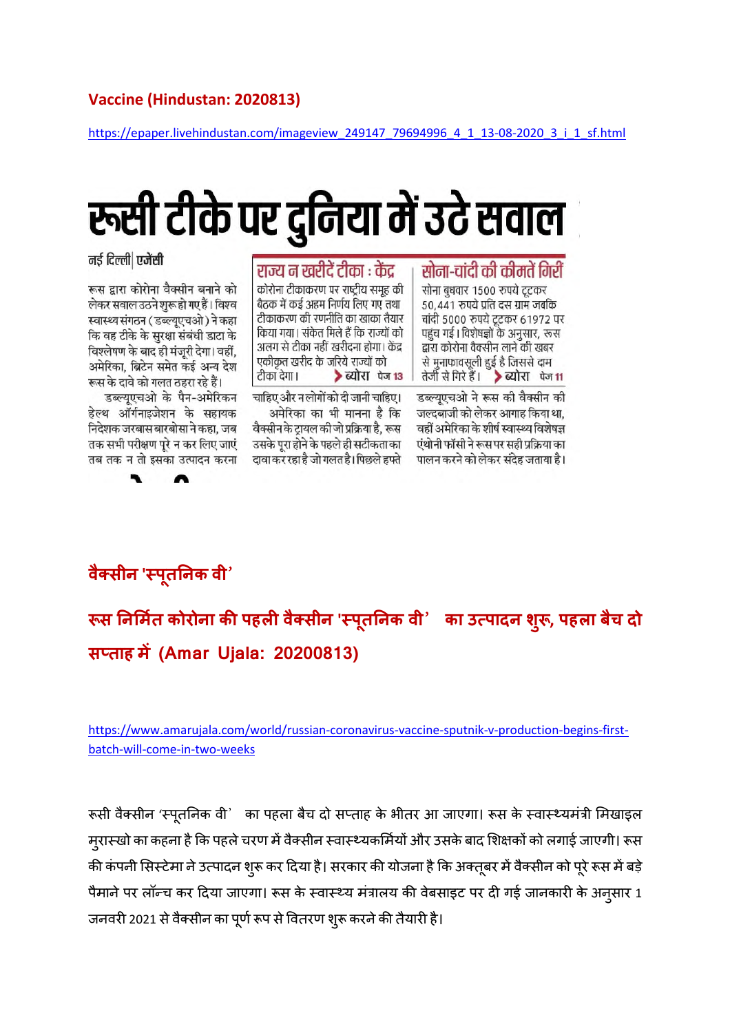**Vaccine (Hindustan: 2020813)**

https://epaper.livehindustan.com/imageview_249147_79694996_4_1_13-08-2020_3_i_1_sf.html

# रूसी टीके पर दुनिया में उठे सवाल

नई दिल्ली| एजेंसी

रूस द्वारा कोरोना वैक्सीन बनाने को लेकर सवाल उठने शुरू हो गए हैं। विश्व स्वास्थ्य संगठन (डब्ल्यूएचओ) ने कहा कि वह टीके के सुरक्षा संबंधी डाटा के विश्लेषण के बाद ही मंजूरी देगा। वहीं, अमेरिका, ब्रिटेन समेत कई अन्य देश रूस के दावे को गलत ठहरा रहे हैं।

डब्ल्यूएचओ के पैन-अमेरिकन हेल्थ ऑर्गनाइजेशन के सहायक निदेशक जरबास बारबोसा ने कहा, जब तक सभी परीक्षण पूरे न कर लिए जाएं तब तक न तो इसका उत्पादन करना चाहिए और न लोगों को दी जानी चाहिए।

अमेरिका का भी मानना है कि वैक्सीन के ट्रायल की जो प्रक्रिया है, रूस उसके पूरा होने के पहले ही सटीकता का दावा कर रहा है जो गलत है। पिछले हफ्ते डब्ल्यूएचओ ने रूस की वैक्सीन की जल्दबाजी को लेकर आगाह किया था, वहीं अमेरिका के शीर्ष स्वास्थ्य विशेषज्ञ एंथोनी फॉसी ने रूस पर सही प्रक्रिया का पालन करने को लेकर संदेह जताया है।

### राज्य न खरीदें टीका : केंद्र

कोरोना टीकाकरण पर राष्ट्रीय समूह की बैठक में कई अहम निर्णय लिए गए तथा टीकाकरण की रणनीति का खाका तैयार किया गया। संकेत मिले हैं कि राज्यों को अलग से टीका नहीं खरीदना होगा। केंद्र एकीकृत खरीद के जरिये राज्यों को टीका देगा। **ब्योरा** पेज 13

### सोना-चांदी की कीमतें गिरीं

सोना बुधवार 1500 रुपये टूटकर 50,441 रुपये प्रति दस ग्राम जबकि चांदी 5000 रुपये टूटकर 61972 पर पहुंच गई। विशेषज्ञों के अनुसार, रूस द्वारा कोरोना वैक्सीन लाने की खबर से मुनाफावसूली हुई है जिससे दाम तेजी से गिरे हैं। **ब्योरा** पेज 11

**वैक्सीन 'स्पूतनिक वी'**

## रूस निर्मित कोरोना की पहली वैक्सीन 'स्पूतनिक वी' का उत्पादन शुरू, पहला बैच दो सप्ताह में (Amar Ujala: 20200813)

https://www.amarujala.com/world/russian-coronavirus-vaccine-sputnik-v-production-begins-first-batch-will-come-in-two-weeks

रूसी वैक्सीन 'स्पूतनिक वी' का पहला बैच दो सप्ताह के भीतर आ जाएगा। रूस के स्वास्थ्यमंत्री मिखाइल मुरास्खो का कहना है कि पहले चरण में वैक्सीन स्वास्थ्यकर्मियों और उसके बाद शिक्षकों को लगाई जाएगी। रूस की कंपनी सिस्टेमा ने उत्पादन शुरू कर दिया है। सरकार की योजना है कि अक्तूबर में वैक्सीन को पूरे रूस में बड़े पैमाने पर लॉन्च कर दिया जाएगा। रूस के स्वास्थ्य मंत्रालय की वेबसाइट पर दी गई जानकारी के अनुसार 1 जनवरी 2021 से वैक्सीन का पूर्ण रूप से वितरण शुरू करने की तैयारी है।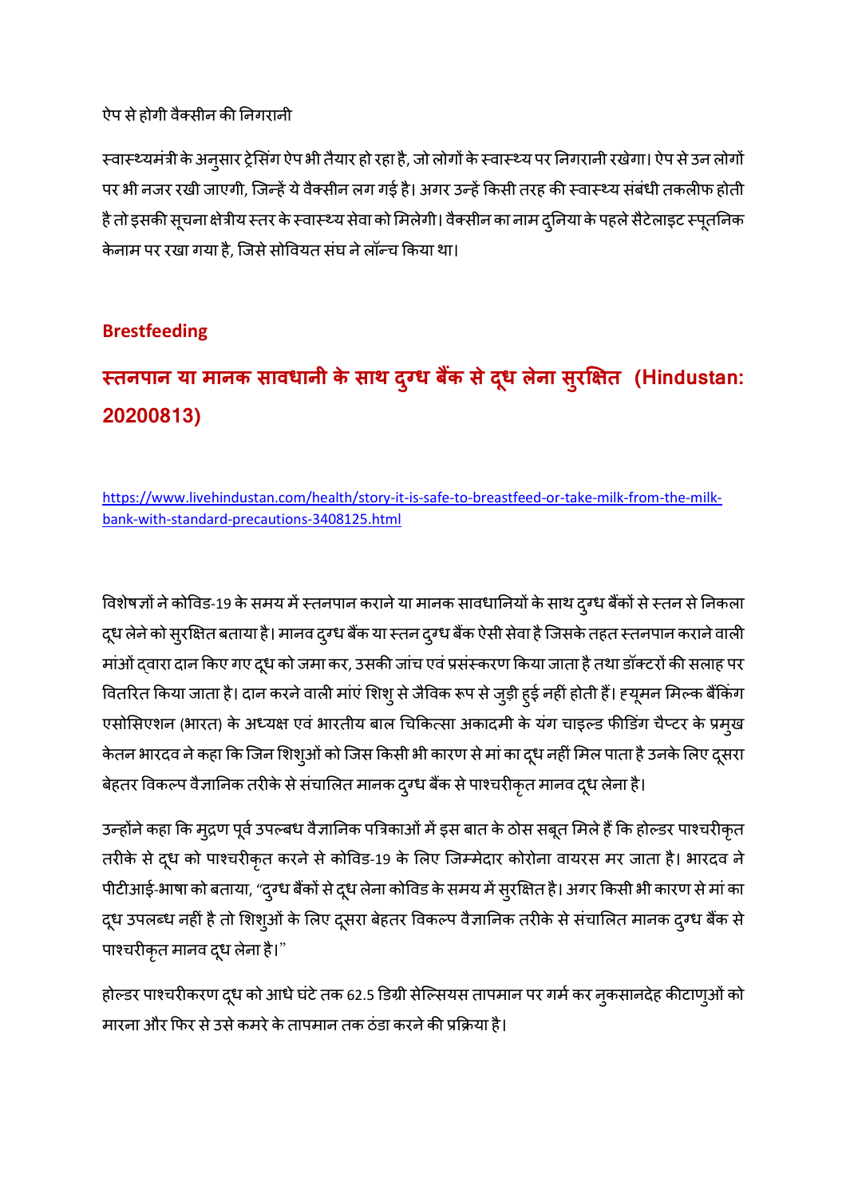ऐप से होगी वैक्सीन की निगरानी

स्वास्थ्यमंत्री के अनुसार ट्रेसिंग ऐप भी तैयार हो रहा है, जो लोगों के स्वास्थ्य पर निगरानी रखेगा। ऐप से उन लोगों पर भी नजर रखी जाएगी, जिन्हें ये वैक्सीन लग गई है। अगर उन्हें किसी तरह की स्वास्थ्य संबंधी तकलीफ होती है तो इसकी सूचना क्षेत्रीय स्तर के स्वास्थ्य सेवा को मिलेगी। वैक्सीन का नाम दुनिया के पहले सैटेलाइट स्पूतनिक केनाम पर रखा गया है, जिसे सोवियत संघ ने लॉन्च किया था।

## Brestfeeding

## स्तनपान या मानक सावधानी के साथ दुग्ध बैंक से दूध लेना सुरक्षित (Hindustan: 20200813)

https://www.livehindustan.com/health/story-it-is-safe-to-breastfeed-or-take-milk-from-the-milk-bank-with-standard-precautions-3408125.html

विशेषज्ञों ने कोविड-19 के समय में स्तनपान कराने या मानक सावधानियों के साथ दुग्ध बैंकों से स्तन से निकला दूध लेने को सुरक्षित बताया है। मानव दुग्ध बैंक या स्तन दुग्ध बैंक ऐसी सेवा है जिसके तहत स्तनपान कराने वाली मांओं द्वारा दान किए गए दूध को जमा कर, उसकी जांच एवं प्रसंस्करण किया जाता है तथा डॉक्टरों की सलाह पर वितरित किया जाता है। दान करने वाली मांएं शिशु से जैविक रूप से जुड़ी हुई नहीं होती हैं। ह्यूमन मिल्क बैंकिंग एसोसिएशन (भारत) के अध्यक्ष एवं भारतीय बाल चिकित्सा अकादमी के यंग चाइल्ड फीडिंग चैप्टर के प्रमुख केतन भारदव ने कहा कि जिन शिशुओं को जिस किसी भी कारण से मां का दूध नहीं मिल पाता है उनके लिए दूसरा बेहतर विकल्प वैज्ञानिक तरीके से संचालित मानक दुग्ध बैंक से पाश्चरीकृत मानव दूध लेना है।

उन्होंने कहा कि मुद्रण पूर्व उपलब्ध वैज्ञानिक पत्रिकाओं में इस बात के ठोस सबूत मिले हैं कि होल्डर पाश्चरीकृत तरीके से दूध को पाश्चरीकृत करने से कोविड-19 के लिए जिम्मेदार कोरोना वायरस मर जाता है। भारदव ने पीटीआई-भाषा को बताया, "दुग्ध बैंकों से दूध लेना कोविड के समय में सुरक्षित है। अगर किसी भी कारण से मां का दूध उपलब्ध नहीं है तो शिशुओं के लिए दूसरा बेहतर विकल्प वैज्ञानिक तरीके से संचालित मानक दुग्ध बैंक से पाश्चरीकृत मानव दूध लेना है।"

होल्डर पाश्चरीकरण दूध को आधे घंटे तक 62.5 डिग्री सेल्सियस तापमान पर गर्म कर नुकसानदेह कीटाणुओं को मारना और फिर से उसे कमरे के तापमान तक ठंडा करने की प्रक्रिया है।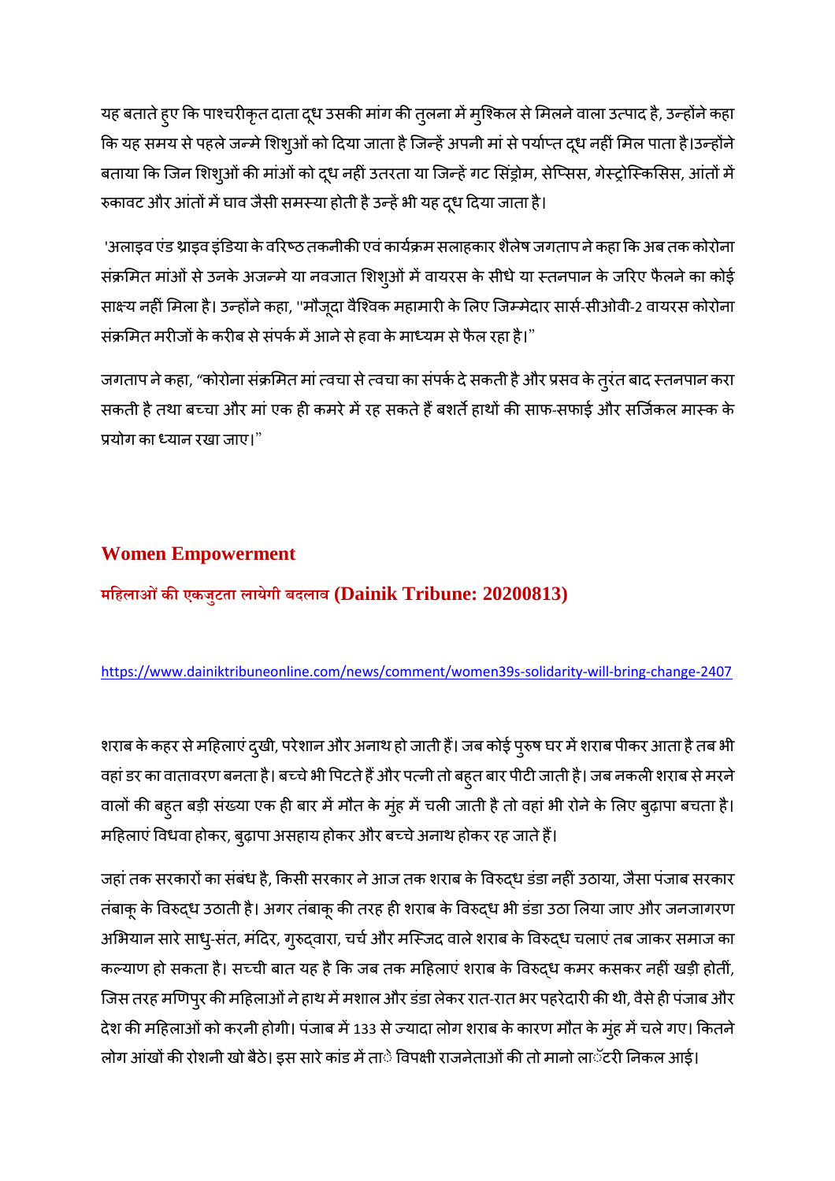यह बताते हुए कि पाश्चरीकृत दाता दूध उसकी मांग की तुलना में मुश्किल से मिलने वाला उत्पाद है, उन्होंने कहा कि यह समय से पहले जन्मे शिशुओं को दिया जाता है जिन्हें अपनी मां से पर्याप्त दूध नहीं मिल पाता है।उन्होंने बताया कि जिन शिशुओं की मांओं को दूध नहीं उतरता या जिन्हें गट सिंड्रोम, सेप्सिस, गेस्ट्रोस्किसिस, आंतों में रुकावट और आंतों में घाव जैसी समस्या होती है उन्हें भी यह दूध दिया जाता है।

'अलाइव एंड थ्राइव इंडिया के वरिष्ठ तकनीकी एवं कार्यक्रम सलाहकार शैलेष जगताप ने कहा कि अब तक कोरोना संक्रमित मांओं से उनके अजन्मे या नवजात शिशुओं में वायरस के सीधे या स्तनपान के जरिए फैलने का कोई साक्ष्य नहीं मिला है। उन्होंने कहा, "मौजूदा वैश्विक महामारी के लिए जिम्मेदार सार्स-सीओवी-2 वायरस कोरोना संक्रमित मरीजों के करीब से संपर्क में आने से हवा के माध्यम से फैल रहा है।"

जगताप ने कहा, "कोरोना संक्रमित मां त्वचा से त्वचा का संपर्क दे सकती है और प्रसव के तुरंत बाद स्तनपान करा सकती है तथा बच्चा और मां एक ही कमरे में रह सकते हैं बशर्ते हाथों की साफ-सफाई और सर्जिकल मास्क के प्रयोग का ध्यान रखा जाए।"

## Women Empowerment

### महिलाओं की एकजुटता लायेगी बदलाव (Dainik Tribune: 20200813)

https://www.dainiktribuneonline.com/news/comment/women39s-solidarity-will-bring-change-2407

शराब के कहर से महिलाएं दुखी, परेशान और अनाथ हो जाती हैं। जब कोई पुरुष घर में शराब पीकर आता है तब भी वहां डर का वातावरण बनता है। बच्चे भी पिटते हैं और पत्नी तो बहुत बार पीटी जाती है। जब नकली शराब से मरने वालों की बहुत बड़ी संख्या एक ही बार में मौत के मुंह में चली जाती है तो वहां भी रोने के लिए बुढ़ापा बचता है। महिलाएं विधवा होकर, बुढ़ापा असहाय होकर और बच्चे अनाथ होकर रह जाते हैं।

जहां तक सरकारों का संबंध है, किसी सरकार ने आज तक शराब के विरुद्ध डंडा नहीं उठाया, जैसा पंजाब सरकार तंबाकू के विरुद्ध उठाती है। अगर तंबाकू की तरह ही शराब के विरुद्ध भी डंडा उठा लिया जाए और जनजागरण अभियान सारे साधु-संत, मंदिर, गुरुद्वारा, चर्च और मस्जिद वाले शराब के विरुद्ध चलाएं तब जाकर समाज का कल्याण हो सकता है। सच्ची बात यह है कि जब तक महिलाएं शराब के विरुद्ध कमर कसकर नहीं खड़ी होतीं, जिस तरह मणिपुर की महिलाओं ने हाथ में मशाल और डंडा लेकर रात-रात भर पहरेदारी की थी, वैसे ही पंजाब और देश की महिलाओं को करनी होगी। पंजाब में 133 से ज्यादा लोग शराब के कारण मौत के मुंह में चले गए। कितने लोग आंखों की रोशनी खो बैठे। इस सारे कांड में ताे विपक्षी राजनेताओं की तो मानो लाॅटरी निकल आई।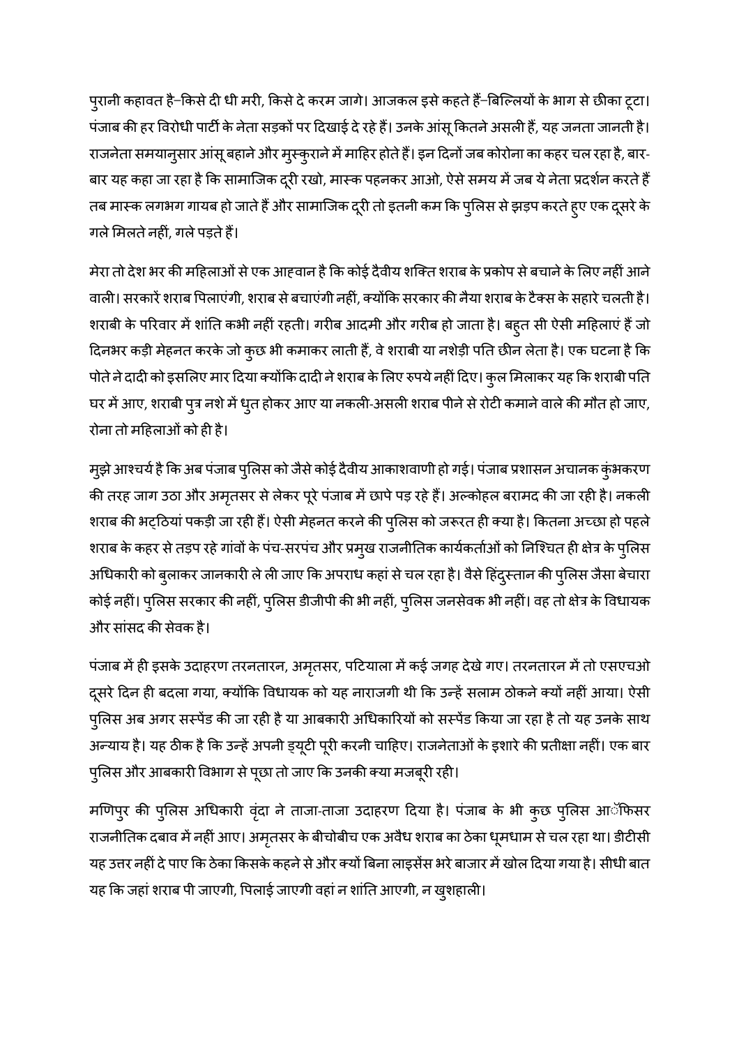पुरानी कहावत है–किसे दी धी मरी, किसे दे करम जागे। आजकल इसे कहते हैं–बिल्लियों के भाग से छीका टूटा। पंजाब की हर विरोधी पार्टी के नेता सड़कों पर दिखाई दे रहे हैं। उनके आंसू कितने असली हैं, यह जनता जानती है। राजनेता समयानुसार आंसू बहाने और मुस्कुराने में माहिर होते हैं। इन दिनों जब कोरोना का कहर चल रहा है, बार-बार यह कहा जा रहा है कि सामाजिक दूरी रखो, मास्क पहनकर आओ, ऐसे समय में जब ये नेता प्रदर्शन करते हैं तब मास्क लगभग गायब हो जाते हैं और सामाजिक दूरी तो इतनी कम कि पुलिस से झड़प करते हुए एक दूसरे के गले मिलते नहीं, गले पड़ते हैं।

मेरा तो देश भर की महिलाओं से एक आह्वान है कि कोई दैवीय शक्ति शराब के प्रकोप से बचाने के लिए नहीं आने वाली। सरकारें शराब पिलाएंगी, शराब से बचाएंगी नहीं, क्योंकि सरकार की नैया शराब के टैक्स के सहारे चलती है। शराबी के परिवार में शांति कभी नहीं रहती। गरीब आदमी और गरीब हो जाता है। बहुत सी ऐसी महिलाएं हैं जो दिनभर कड़ी मेहनत करके जो कुछ भी कमाकर लाती हैं, वे शराबी या नशेड़ी पति छीन लेता है। एक घटना है कि पोते ने दादी को इसलिए मार दिया क्योंकि दादी ने शराब के लिए रुपये नहीं दिए। कुल मिलाकर यह कि शराबी पति घर में आए, शराबी पुत्र नशे में धुत होकर आए या नकली-असली शराब पीने से रोटी कमाने वाले की मौत हो जाए, रोना तो महिलाओं को ही है।

मुझे आश्चर्य है कि अब पंजाब पुलिस को जैसे कोई दैवीय आकाशवाणी हो गई। पंजाब प्रशासन अचानक कुंभकरण की तरह जाग उठा और अमृतसर से लेकर पूरे पंजाब में छापे पड़ रहे हैं। अल्कोहल बरामद की जा रही है। नकली शराब की भट्ठियां पकड़ी जा रही हैं। ऐसी मेहनत करने की पुलिस को जरूरत ही क्या है। कितना अच्छा हो पहले शराब के कहर से तड़प रहे गांवों के पंच-सरपंच और प्रमुख राजनीतिक कार्यकर्ताओं को निश्चित ही क्षेत्र के पुलिस अधिकारी को बुलाकर जानकारी ले ली जाए कि अपराध कहां से चल रहा है। वैसे हिंदुस्तान की पुलिस जैसा बेचारा कोई नहीं। पुलिस सरकार की नहीं, पुलिस डीजीपी की भी नहीं, पुलिस जनसेवक भी नहीं। वह तो क्षेत्र के विधायक और सांसद की सेवक है।

पंजाब में ही इसके उदाहरण तरनतारन, अमृतसर, पटियाला में कई जगह देखे गए। तरनतारन में तो एसएचओ दूसरे दिन ही बदला गया, क्योंकि विधायक को यह नाराजगी थी कि उन्हें सलाम ठोकने क्यों नहीं आया। ऐसी पुलिस अब अगर सस्पेंड की जा रही है या आबकारी अधिकारियों को सस्पेंड किया जा रहा है तो यह उनके साथ अन्याय है। यह ठीक है कि उन्हें अपनी ड्यूटी पूरी करनी चाहिए। राजनेताओं के इशारे की प्रतीक्षा नहीं। एक बार पुलिस और आबकारी विभाग से पूछा तो जाए कि उनकी क्या मजबूरी रही।

मणिपुर की पुलिस अधिकारी वृंदा ने ताजा-ताजा उदाहरण दिया है। पंजाब के भी कुछ पुलिस आॅफिसर राजनीतिक दबाव में नहीं आए। अमृतसर के बीचोबीच एक अवैध शराब का ठेका धूमधाम से चल रहा था। डीटीसी यह उत्तर नहीं दे पाए कि ठेका किसके कहने से और क्यों बिना लाइसेंस भरे बाजार में खोल दिया गया है। सीधी बात यह कि जहां शराब पी जाएगी, पिलाई जाएगी वहां न शांति आएगी, न खुशहाली।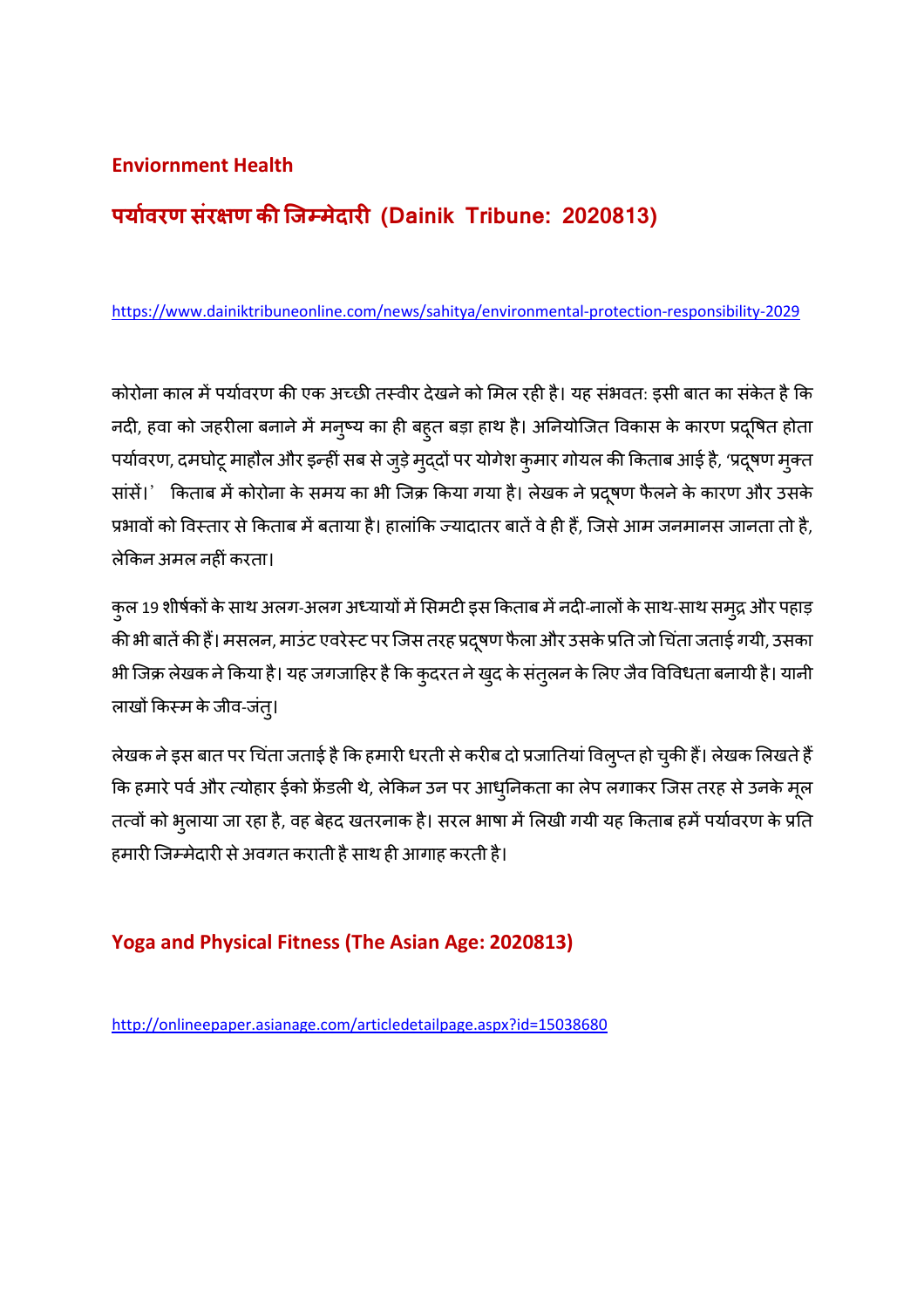## Enviornment Health

## पर्यावरण संरक्षण की जिम्मेदारी (Dainik Tribune: 2020813)

https://www.dainiktribuneonline.com/news/sahitya/environmental-protection-responsibility-2029

कोरोना काल में पर्यावरण की एक अच्छी तस्वीर देखने को मिल रही है। यह संभवत: इसी बात का संकेत है कि नदी, हवा को जहरीला बनाने में मनुष्य का ही बहुत बड़ा हाथ है। अनियोजित विकास के कारण प्रदूषित होता पर्यावरण, दमघोटू माहौल और इन्हीं सब से जुड़े मुद्दों पर योगेश कुमार गोयल की किताब आई है, 'प्रदूषण मुक्त सांसें।' किताब में कोरोना के समय का भी जिक्र किया गया है। लेखक ने प्रदूषण फैलने के कारण और उसके प्रभावों को विस्तार से किताब में बताया है। हालांकि ज्यादातर बातें वे ही हैं, जिसे आम जनमानस जानता तो है, लेकिन अमल नहीं करता।

कुल 19 शीर्षकों के साथ अलग-अलग अध्यायों में सिमटी इस किताब में नदी-नालों के साथ-साथ समुद्र और पहाड़ की भी बातें की हैं। मसलन, माउंट एवरेस्ट पर जिस तरह प्रदूषण फैला और उसके प्रति जो चिंता जताई गयी, उसका भी जिक्र लेखक ने किया है। यह जगजाहिर है कि कुदरत ने खुद के संतुलन के लिए जैव विविधता बनायी है। यानी लाखों किस्म के जीव-जंतु।

लेखक ने इस बात पर चिंता जताई है कि हमारी धरती से करीब दो प्रजातियां विलुप्त हो चुकी हैं। लेखक लिखते हैं कि हमारे पर्व और त्योहार ईको फ्रेंडली थे, लेकिन उन पर आधुनिकता का लेप लगाकर जिस तरह से उनके मूल तत्वों को भुलाया जा रहा है, वह बेहद खतरनाक है। सरल भाषा में लिखी गयी यह किताब हमें पर्यावरण के प्रति हमारी जिम्मेदारी से अवगत कराती है साथ ही आगाह करती है।

## Yoga and Physical Fitness (The Asian Age: 2020813)

http://onlineepaper.asianage.com/articledetailpage.aspx?id=15038680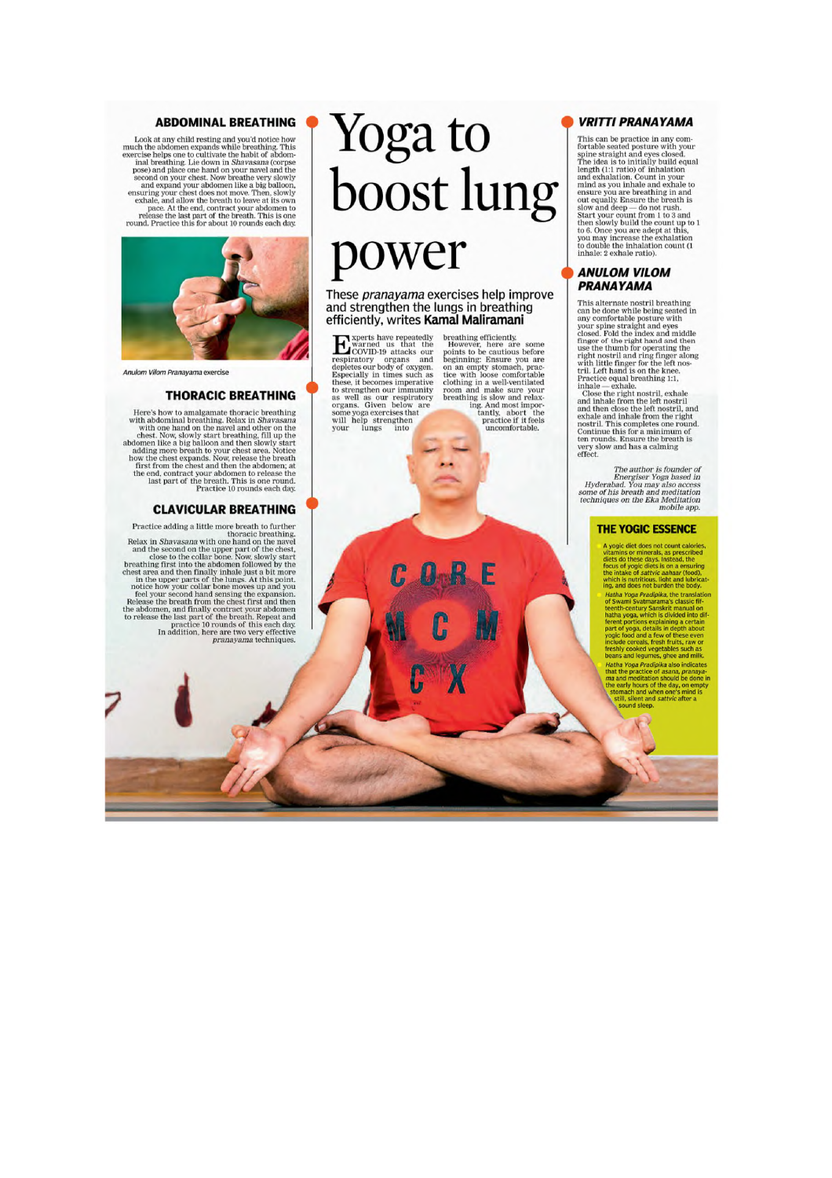# Yoga to boost lung power

These *pranayama* exercises help improve and strengthen the lungs in breathing efficiently, writes **Kamal Maliramani**

Experts have repeatedly warned us that the COVID-19 attacks our respiratory organs and depletes our body of oxygen. Especially in times such as these, it becomes imperative to strengthen our immunity as well as our respiratory organs. Given below are some yoga exercises that will help strengthen your lungs into breathing efficiently.

However, here are some points to be cautious before beginning: Ensure you are on an empty stomach, practice with loose comfortable clothing in a well-ventilated room and make sure your breathing is slow and relaxing. And most importantly, abort the practice if it feels uncomfortable.

## ABDOMINAL BREATHING

Look at any child resting and you'd notice how much the abdomen expands while breathing. This exercise helps one to cultivate the habit of abdominal breathing. Lie down in *Shavasana* (corpse pose) and place one hand on your navel and the second on your chest. Now breathe very slowly and expand your abdomen like a big balloon, ensuring your chest does not move. Then, slowly exhale, and allow the breath to leave at its own pace. At the end, contract your abdomen to release the last part of the breath. This is one round. Practice this for about 10 rounds each day.

*Anulom Vilom Pranayama exercise*

## THORACIC BREATHING

Here's how to amalgamate thoracic breathing with abdominal breathing. Relax in *Shavasana* with one hand on the navel and other on the chest. Now, slowly start breathing, fill up the abdomen like a big balloon and then slowly start adding more breath to your chest area. Notice how the chest expands. Now, release the breath first from the chest and then the abdomen; at the end, contract your abdomen to release the last part of the breath. This is one round. Practice 10 rounds each day.

## CLAVICULAR BREATHING

Practice adding a little more breath to further thoracic breathing.

Relax in *Shavasana* with one hand on the navel and the second on the upper part of the chest, close to the collar bone. Now, slowly start breathing first into the abdomen followed by the chest area and then finally inhale just a bit more in the upper parts of the lungs. At this point, notice how your collar bone moves up and you feel your second hand sensing the expansion. Release the breath from the chest first and then the abdomen, and finally contract your abdomen to release the last part of the breath. Repeat and practice 10 rounds of this each day.

In addition, here are two very effective *pranayama* techniques.

## VRITTI PRANAYAMA

This can be practice in any comfortable seated posture with your spine straight and eyes closed. The idea is to initially build equal length (1:1 ratio) of inhalation and exhalation. Count in your mind as you inhale and exhale to ensure you are breathing in and out equally. Ensure the breath is slow and deep — do not rush. Start your count from 1 to 3 and then slowly build the count up to 1 to 6. Once you are adept at this, you may increase the exhalation to double the inhalation count (1 inhale: 2 exhale ratio).

## ANULOM VILOM PRANAYAMA

This alternate nostril breathing can be done while being seated in any comfortable posture with your spine straight and eyes closed. Fold the index and middle finger of the right hand and then use the thumb for operating the right nostril and ring finger along with little finger for the left nostril. Left hand is on the knee. Practice equal breathing 1:1, inhale — exhale.

Close the right nostril, exhale and inhale from the left nostril and then close the left nostril, and exhale and inhale from the right nostril. This completes one round. Continue this for a minimum of ten rounds. Ensure the breath is very slow and has a calming effect.

*The author is founder of Energiser Yoga based in Hyderabad. You may also access some of his breath and meditation techniques on the Eka Meditation mobile app.*

## THE YOGIC ESSENCE

- A yogic diet does not count calories, vitamins or minerals, as prescribed diets do these days. Instead, the focus of yogic diets is on a ensuring the intake of *sattvic aahaar* (food), which is nutritious, light and lubricating, and does not burden the body.
- *Hatha Yoga Pradipika*, the translation of Swami Svatmarama's classic fifteenth-century Sanskrit manual on hatha yoga, which is divided into different portions explaining a certain part of yoga, details in depth about yogic food and a few of these even include cereals, fresh fruits, raw or freshly cooked vegetables such as beans and legumes, ghee and milk.
- *Hatha Yoga Pradipika* also indicates that the practice of *asana, pranayama* and meditation should be done in the early hours of the day, on empty stomach and when one's mind is still, silent and *sattvic* after a sound sleep.